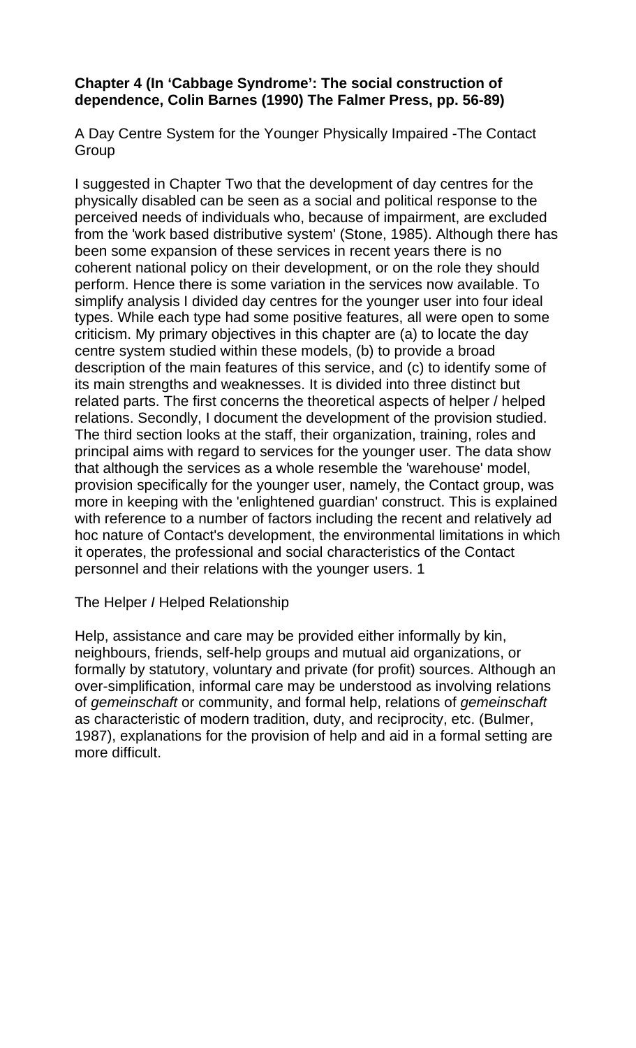**Chapter 4 (In 'Cabbage Syndrome': The social construction of dependence, Colin Barnes (1990) The Falmer Press, pp. 56-89)**

A Day Centre System for the Younger Physically Impaired -The Contact Group

I suggested in Chapter Two that the development of day centres for the physically disabled can be seen as a social and political response to the perceived needs of individuals who, because of impairment, are excluded from the 'work based distributive system' (Stone, 1985). Although there has been some expansion of these services in recent years there is no coherent national policy on their development, or on the role they should perform. Hence there is some variation in the services now available. To simplify analysis I divided day centres for the younger user into four ideal types. While each type had some positive features, all were open to some criticism. My primary objectives in this chapter are (a) to locate the day centre system studied within these models, (b) to provide a broad description of the main features of this service, and (c) to identify some of its main strengths and weaknesses. It is divided into three distinct but related parts. The first concerns the theoretical aspects of helper / helped relations. Secondly, I document the development of the provision studied. The third section looks at the staff, their organization, training, roles and principal aims with regard to services for the younger user. The data show that although the services as a whole resemble the 'warehouse' model, provision specifically for the younger user, namely, the Contact group, was more in keeping with the 'enlightened guardian' construct. This is explained with reference to a number of factors including the recent and relatively ad hoc nature of Contact's development, the environmental limitations in which it operates, the professional and social characteristics of the Contact personnel and their relations with the younger users. 1

The Helper / Helped Relationship

Help, assistance and care may be provided either informally by kin, neighbours, friends, self-help groups and mutual aid organizations, or formally by statutory, voluntary and private (for profit) sources. Although an over-simplification, informal care may be understood as involving relations of *gemeinschaft* or community, and formal help, relations of *gemeinschaft* as characteristic of modern tradition, duty, and reciprocity, etc. (Bulmer, 1987), explanations for the provision of help and aid in a formal setting are more difficult.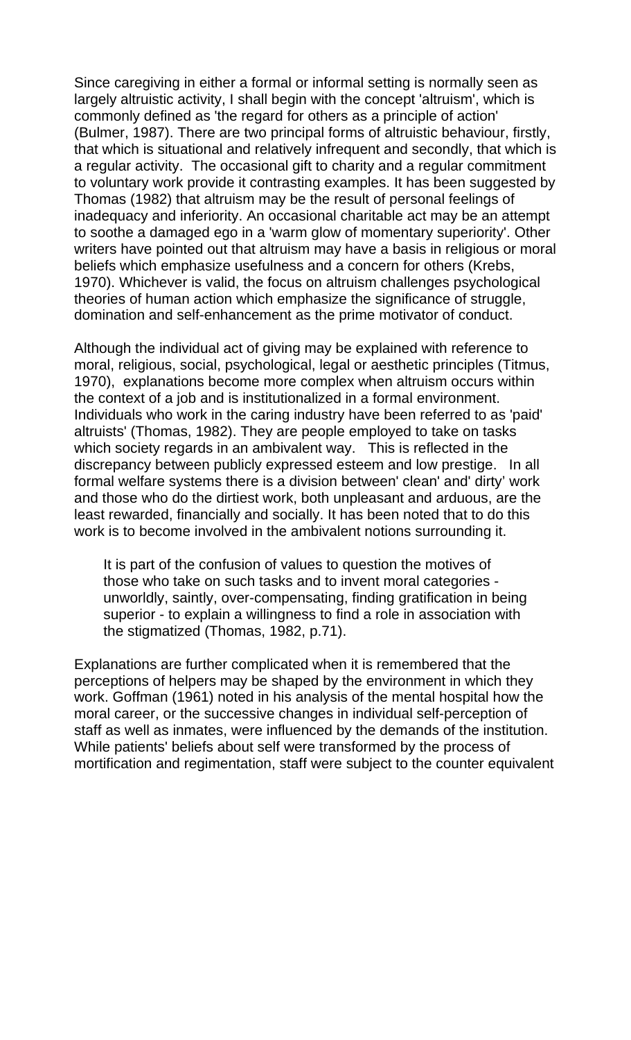Since caregiving in either a formal or informal setting is normally seen as largely altruistic activity, I shall begin with the concept 'altruism', which is commonly defined as 'the regard for others as a principle of action' (Bulmer, 1987). There are two principal forms of altruistic behaviour, firstly, that which is situational and relatively infrequent and secondly, that which is a regular activity. The occasional gift to charity and a regular commitment to voluntary work provide it contrasting examples. It has been suggested by Thomas (1982) that altruism may be the result of personal feelings of inadequacy and inferiority. An occasional charitable act may be an attempt to soothe a damaged ego in a 'warm glow of momentary superiority'. Other writers have pointed out that altruism may have a basis in religious or moral beliefs which emphasize usefulness and a concern for others (Krebs, 1970). Whichever is valid, the focus on altruism challenges psychological theories of human action which emphasize the significance of struggle, domination and self-enhancement as the prime motivator of conduct.

Although the individual act of giving may be explained with reference to moral, religious, social, psychological, legal or aesthetic principles (Titmus, 1970), explanations become more complex when altruism occurs within the context of a job and is institutionalized in a formal environment. Individuals who work in the caring industry have been referred to as 'paid' altruists' (Thomas, 1982). They are people employed to take on tasks which society regards in an ambivalent way. This is reflected in the discrepancy between publicly expressed esteem and low prestige. In all formal welfare systems there is a division between' clean' and' dirty' work and those who do the dirtiest work, both unpleasant and arduous, are the least rewarded, financially and socially. It has been noted that to do this work is to become involved in the ambivalent notions surrounding it.

> It is part of the confusion of values to question the motives of those who take on such tasks and to invent moral categories - unworldly, saintly, over-compensating, finding gratification in being superior - to explain a willingness to find a role in association with the stigmatized (Thomas, 1982, p.71).

Explanations are further complicated when it is remembered that the perceptions of helpers may be shaped by the environment in which they work. Goffman (1961) noted in his analysis of the mental hospital how the moral career, or the successive changes in individual self-perception of staff as well as inmates, were influenced by the demands of the institution. While patients' beliefs about self were transformed by the process of mortification and regimentation, staff were subject to the counter equivalent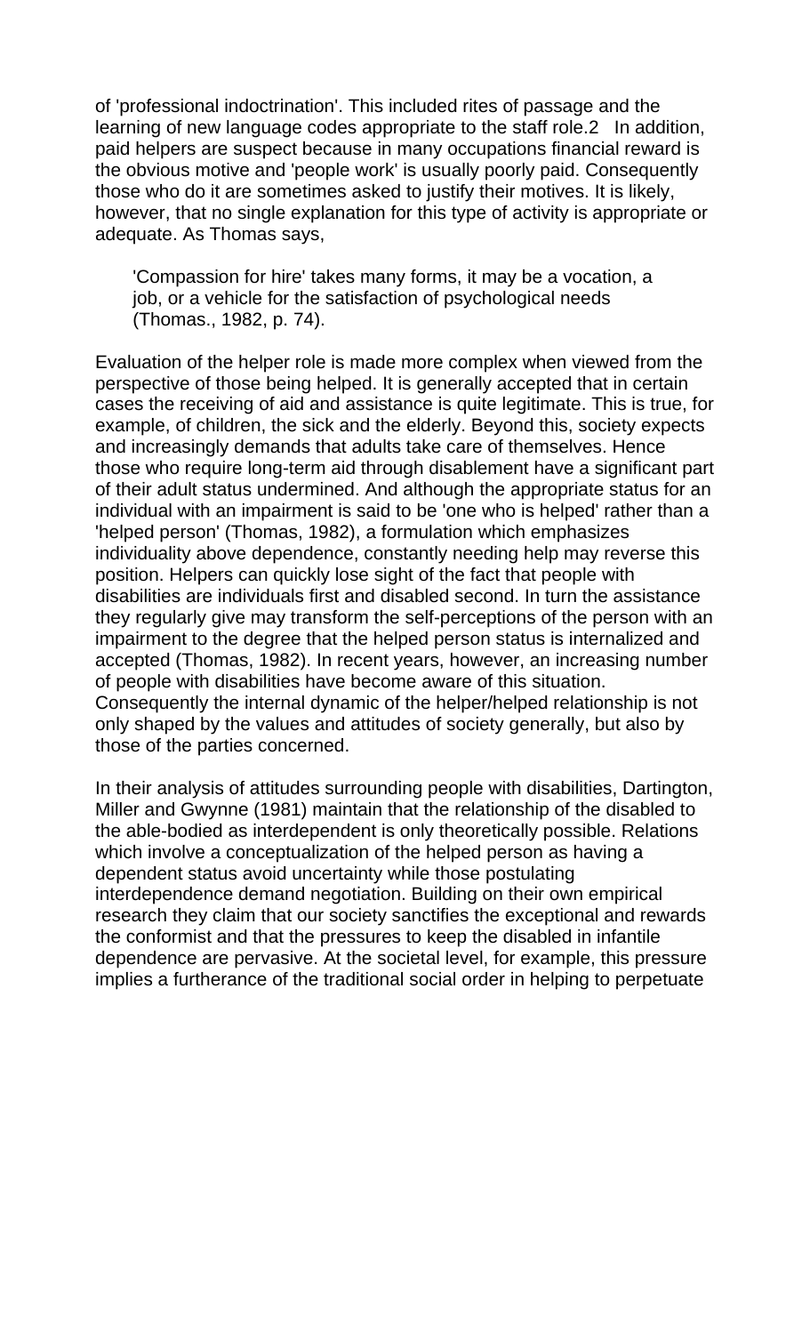of 'professional indoctrination'. This included rites of passage and the learning of new language codes appropriate to the staff role.2 In addition, paid helpers are suspect because in many occupations financial reward is the obvious motive and 'people work' is usually poorly paid. Consequently those who do it are sometimes asked to justify their motives. It is likely, however, that no single explanation for this type of activity is appropriate or adequate. As Thomas says,

> 'Compassion for hire' takes many forms, it may be a vocation, a job, or a vehicle for the satisfaction of psychological needs (Thomas., 1982, p. 74).

Evaluation of the helper role is made more complex when viewed from the perspective of those being helped. It is generally accepted that in certain cases the receiving of aid and assistance is quite legitimate. This is true, for example, of children, the sick and the elderly. Beyond this, society expects and increasingly demands that adults take care of themselves. Hence those who require long-term aid through disablement have a significant part of their adult status undermined. And although the appropriate status for an individual with an impairment is said to be 'one who is helped' rather than a 'helped person' (Thomas, 1982), a formulation which emphasizes individuality above dependence, constantly needing help may reverse this position. Helpers can quickly lose sight of the fact that people with disabilities are individuals first and disabled second. In turn the assistance they regularly give may transform the self-perceptions of the person with an impairment to the degree that the helped person status is internalized and accepted (Thomas, 1982). In recent years, however, an increasing number of people with disabilities have become aware of this situation. Consequently the internal dynamic of the helper/helped relationship is not only shaped by the values and attitudes of society generally, but also by those of the parties concerned.

In their analysis of attitudes surrounding people with disabilities, Dartington, Miller and Gwynne (1981) maintain that the relationship of the disabled to the able-bodied as interdependent is only theoretically possible. Relations which involve a conceptualization of the helped person as having a dependent status avoid uncertainty while those postulating interdependence demand negotiation. Building on their own empirical research they claim that our society sanctifies the exceptional and rewards the conformist and that the pressures to keep the disabled in infantile dependence are pervasive. At the societal level, for example, this pressure implies a furtherance of the traditional social order in helping to perpetuate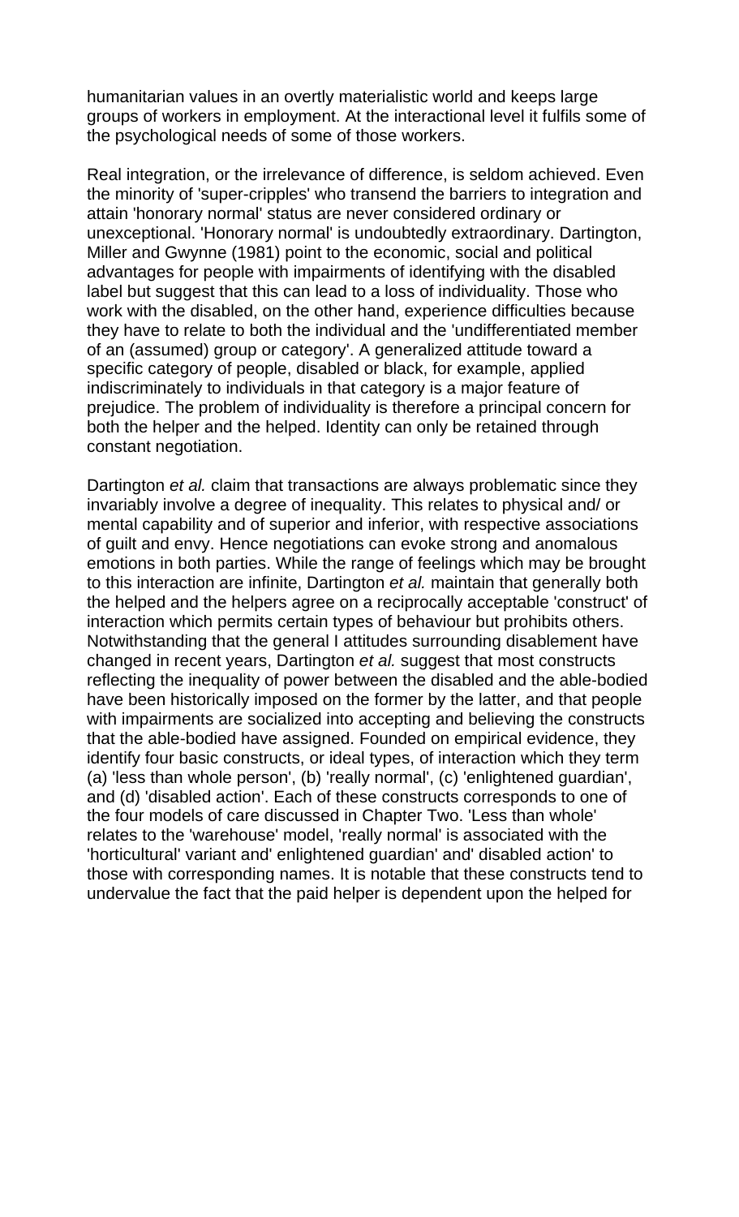humanitarian values in an overtly materialistic world and keeps large groups of workers in employment. At the interactional level it fulfils some of the psychological needs of some of those workers.

Real integration, or the irrelevance of difference, is seldom achieved. Even the minority of 'super-cripples' who transend the barriers to integration and attain 'honorary normal' status are never considered ordinary or unexceptional. 'Honorary normal' is undoubtedly extraordinary. Dartington, Miller and Gwynne (1981) point to the economic, social and political advantages for people with impairments of identifying with the disabled label but suggest that this can lead to a loss of individuality. Those who work with the disabled, on the other hand, experience difficulties because they have to relate to both the individual and the 'undifferentiated member of an (assumed) group or category'. A generalized attitude toward a specific category of people, disabled or black, for example, applied indiscriminately to individuals in that category is a major feature of prejudice. The problem of individuality is therefore a principal concern for both the helper and the helped. Identity can only be retained through constant negotiation.

Dartington *et al.* claim that transactions are always problematic since they invariably involve a degree of inequality. This relates to physical and/ or mental capability and of superior and inferior, with respective associations of guilt and envy. Hence negotiations can evoke strong and anomalous emotions in both parties. While the range of feelings which may be brought to this interaction are infinite, Dartington *et al.* maintain that generally both the helped and the helpers agree on a reciprocally acceptable 'construct' of interaction which permits certain types of behaviour but prohibits others. Notwithstanding that the general I attitudes surrounding disablement have changed in recent years, Dartington *et al.* suggest that most constructs reflecting the inequality of power between the disabled and the able-bodied have been historically imposed on the former by the latter, and that people with impairments are socialized into accepting and believing the constructs that the able-bodied have assigned. Founded on empirical evidence, they identify four basic constructs, or ideal types, of interaction which they term (a) 'less than whole person', (b) 'really normal', (c) 'enlightened guardian', and (d) 'disabled action'. Each of these constructs corresponds to one of the four models of care discussed in Chapter Two. 'Less than whole' relates to the 'warehouse' model, 'really normal' is associated with the 'horticultural' variant and' enlightened guardian' and' disabled action' to those with corresponding names. It is notable that these constructs tend to undervalue the fact that the paid helper is dependent upon the helped for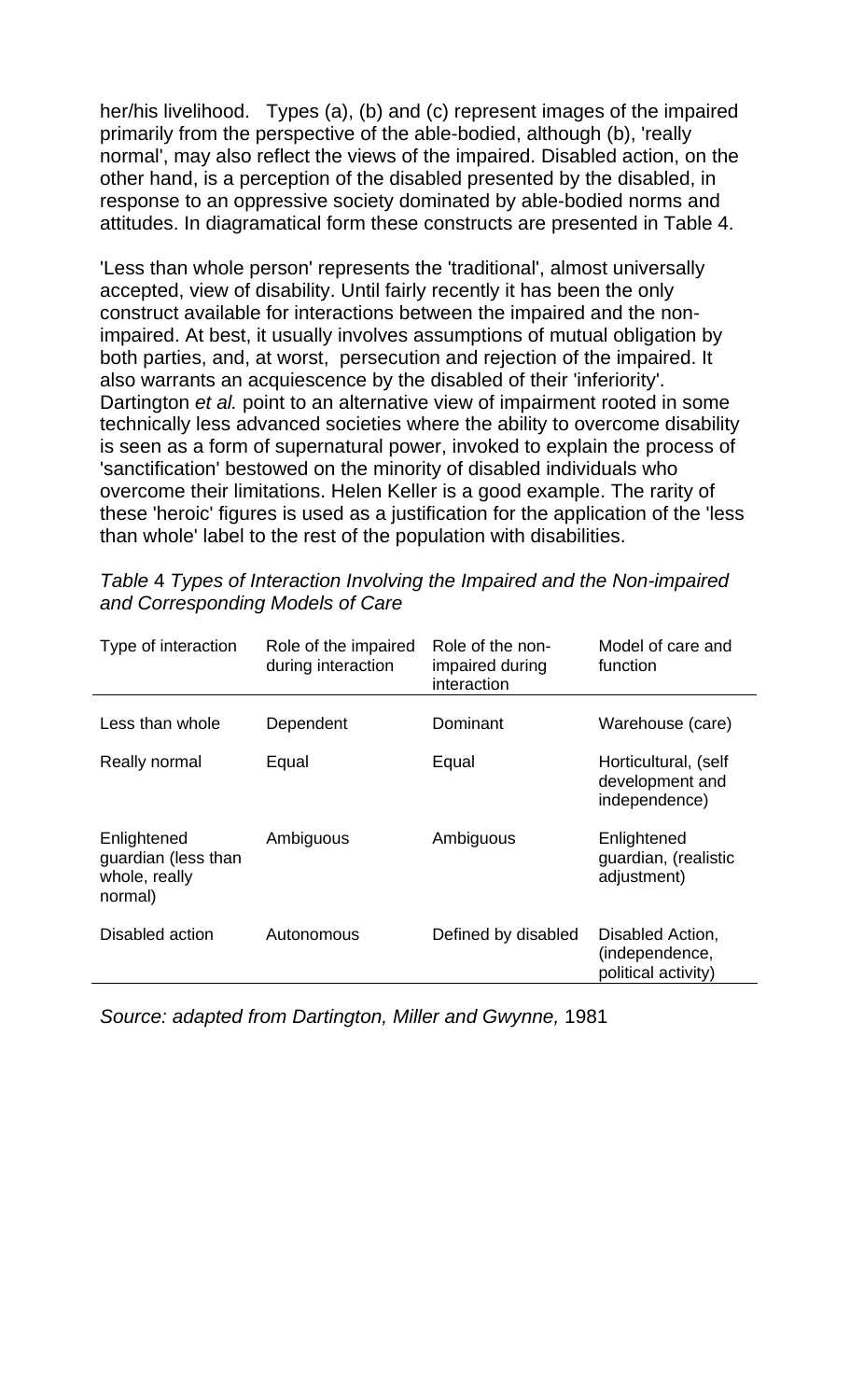her/his livelihood.   Types (a), (b) and (c) represent images of the impaired primarily from the perspective of the able-bodied, although (b), 'really normal', may also reflect the views of the impaired. Disabled action, on the other hand, is a perception of the disabled presented by the disabled, in response to an oppressive society dominated by able-bodied norms and attitudes. In diagramatical form these constructs are presented in Table 4.

'Less than whole person' represents the 'traditional', almost universally accepted, view of disability. Until fairly recently it has been the only construct available for interactions between the impaired and the non-impaired. At best, it usually involves assumptions of mutual obligation by both parties, and, at worst,  persecution and rejection of the impaired. It also warrants an acquiescence by the disabled of their 'inferiority'. Dartington *et al.* point to an alternative view of impairment rooted in some technically less advanced societies where the ability to overcome disability is seen as a form of supernatural power, invoked to explain the process of 'sanctification' bestowed on the minority of disabled individuals who overcome their limitations. Helen Keller is a good example. The rarity of these 'heroic' figures is used as a justification for the application of the 'less than whole' label to the rest of the population with disabilities.

*Table 4 Types of Interaction Involving the Impaired and the Non-impaired and Corresponding Models of Care*

| Type of interaction | Role of the impaired during interaction | Role of the non-impaired during interaction | Model of care and function |
|---|---|---|---|
| Less than whole | Dependent | Dominant | Warehouse (care) |
| Really normal | Equal | Equal | Horticultural, (self development and independence) |
| Enlightened guardian (less than whole, really normal) | Ambiguous | Ambiguous | Enlightened guardian, (realistic adjustment) |
| Disabled action | Autonomous | Defined by disabled | Disabled Action, (independence, political activity) |

*Source: adapted from Dartington, Miller and Gwynne,* 1981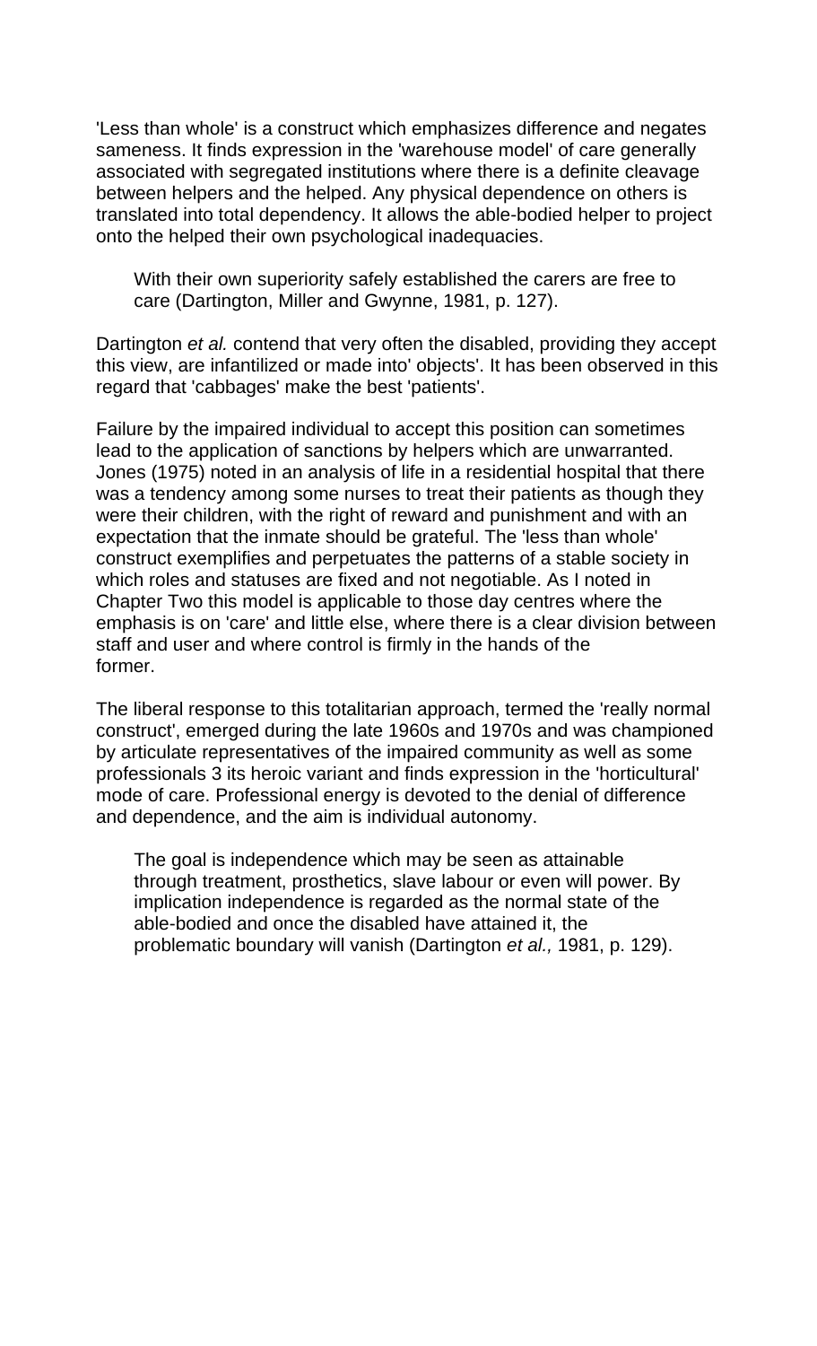'Less than whole' is a construct which emphasizes difference and negates sameness. It finds expression in the 'warehouse model' of care generally associated with segregated institutions where there is a definite cleavage between helpers and the helped. Any physical dependence on others is translated into total dependency. It allows the able-bodied helper to project onto the helped their own psychological inadequacies.

> With their own superiority safely established the carers are free to care (Dartington, Miller and Gwynne, 1981, p. 127).

Dartington *et al.* contend that very often the disabled, providing they accept this view, are infantilized or made into' objects'. It has been observed in this regard that 'cabbages' make the best 'patients'.

Failure by the impaired individual to accept this position can sometimes lead to the application of sanctions by helpers which are unwarranted. Jones (1975) noted in an analysis of life in a residential hospital that there was a tendency among some nurses to treat their patients as though they were their children, with the right of reward and punishment and with an expectation that the inmate should be grateful. The 'less than whole' construct exemplifies and perpetuates the patterns of a stable society in which roles and statuses are fixed and not negotiable. As I noted in Chapter Two this model is applicable to those day centres where the emphasis is on 'care' and little else, where there is a clear division between staff and user and where control is firmly in the hands of the former.

The liberal response to this totalitarian approach, termed the 'really normal construct', emerged during the late 1960s and 1970s and was championed by articulate representatives of the impaired community as well as some professionals 3 its heroic variant and finds expression in the 'horticultural' mode of care. Professional energy is devoted to the denial of difference and dependence, and the aim is individual autonomy.

> The goal is independence which may be seen as attainable through treatment, prosthetics, slave labour or even will power. By implication independence is regarded as the normal state of the able-bodied and once the disabled have attained it, the problematic boundary will vanish (Dartington *et al.,* 1981, p. 129).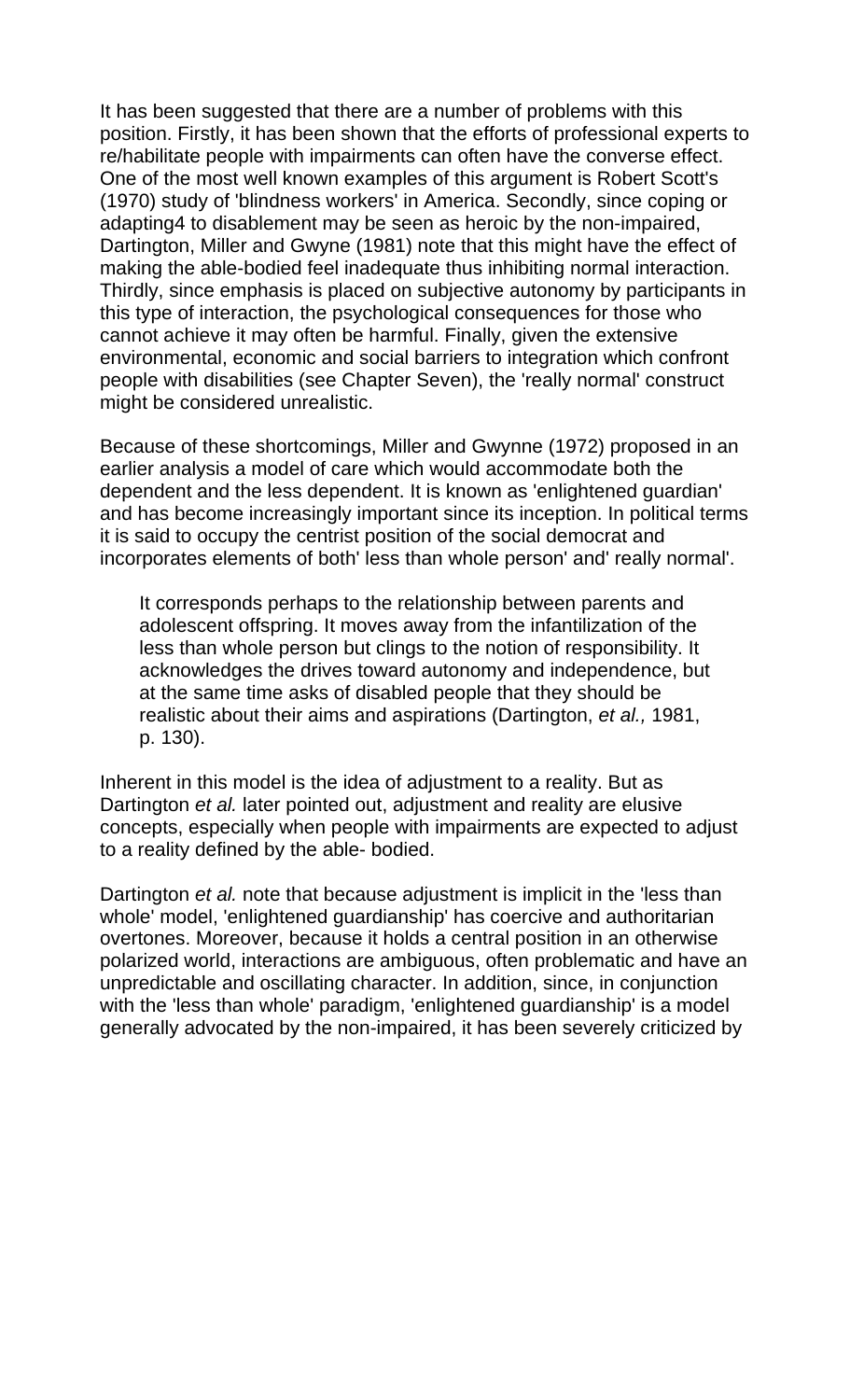It has been suggested that there are a number of problems with this position. Firstly, it has been shown that the efforts of professional experts to re/habilitate people with impairments can often have the converse effect. One of the most well known examples of this argument is Robert Scott's (1970) study of 'blindness workers' in America. Secondly, since coping or adapting4 to disablement may be seen as heroic by the non-impaired, Dartington, Miller and Gwyne (1981) note that this might have the effect of making the able-bodied feel inadequate thus inhibiting normal interaction. Thirdly, since emphasis is placed on subjective autonomy by participants in this type of interaction, the psychological consequences for those who cannot achieve it may often be harmful. Finally, given the extensive environmental, economic and social barriers to integration which confront people with disabilities (see Chapter Seven), the 'really normal' construct might be considered unrealistic.

Because of these shortcomings, Miller and Gwynne (1972) proposed in an earlier analysis a model of care which would accommodate both the dependent and the less dependent. It is known as 'enlightened guardian' and has become increasingly important since its inception. In political terms it is said to occupy the centrist position of the social democrat and incorporates elements of both' less than whole person' and' really normal'.

> It corresponds perhaps to the relationship between parents and adolescent offspring. It moves away from the infantilization of the less than whole person but clings to the notion of responsibility. It acknowledges the drives toward autonomy and independence, but at the same time asks of disabled people that they should be realistic about their aims and aspirations (Dartington, *et al.,* 1981, p. 130).

Inherent in this model is the idea of adjustment to a reality. But as Dartington *et al.* later pointed out, adjustment and reality are elusive concepts, especially when people with impairments are expected to adjust to a reality defined by the able- bodied.

Dartington *et al.* note that because adjustment is implicit in the 'less than whole' model, 'enlightened guardianship' has coercive and authoritarian overtones. Moreover, because it holds a central position in an otherwise polarized world, interactions are ambiguous, often problematic and have an unpredictable and oscillating character. In addition, since, in conjunction with the 'less than whole' paradigm, 'enlightened guardianship' is a model generally advocated by the non-impaired, it has been severely criticized by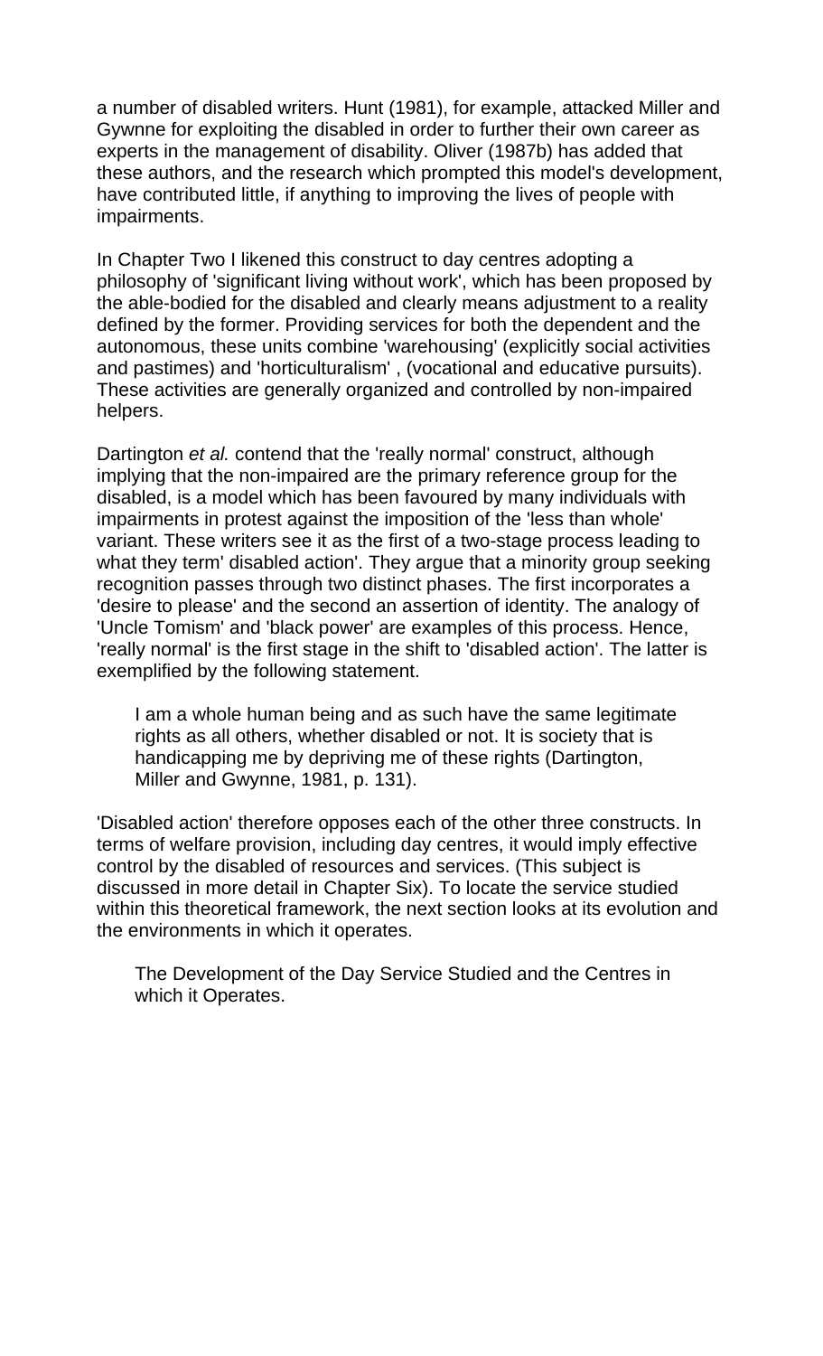a number of disabled writers. Hunt (1981), for example, attacked Miller and Gywnne for exploiting the disabled in order to further their own career as experts in the management of disability. Oliver (1987b) has added that these authors, and the research which prompted this model's development, have contributed little, if anything to improving the lives of people with impairments.

In Chapter Two I likened this construct to day centres adopting a philosophy of 'significant living without work', which has been proposed by the able-bodied for the disabled and clearly means adjustment to a reality defined by the former. Providing services for both the dependent and the autonomous, these units combine 'warehousing' (explicitly social activities and pastimes) and 'horticulturalism' , (vocational and educative pursuits). These activities are generally organized and controlled by non-impaired helpers.

Dartington *et al.* contend that the 'really normal' construct, although implying that the non-impaired are the primary reference group for the disabled, is a model which has been favoured by many individuals with impairments in protest against the imposition of the 'less than whole' variant. These writers see it as the first of a two-stage process leading to what they term' disabled action'. They argue that a minority group seeking recognition passes through two distinct phases. The first incorporates a 'desire to please' and the second an assertion of identity. The analogy of 'Uncle Tomism' and 'black power' are examples of this process. Hence, 'really normal' is the first stage in the shift to 'disabled action'. The latter is exemplified by the following statement.

> I am a whole human being and as such have the same legitimate rights as all others, whether disabled or not. It is society that is handicapping me by depriving me of these rights (Dartington, Miller and Gwynne, 1981, p. 131).

'Disabled action' therefore opposes each of the other three constructs. In terms of welfare provision, including day centres, it would imply effective control by the disabled of resources and services. (This subject is discussed in more detail in Chapter Six). To locate the service studied within this theoretical framework, the next section looks at its evolution and the environments in which it operates.

## The Development of the Day Service Studied and the Centres in which it Operates.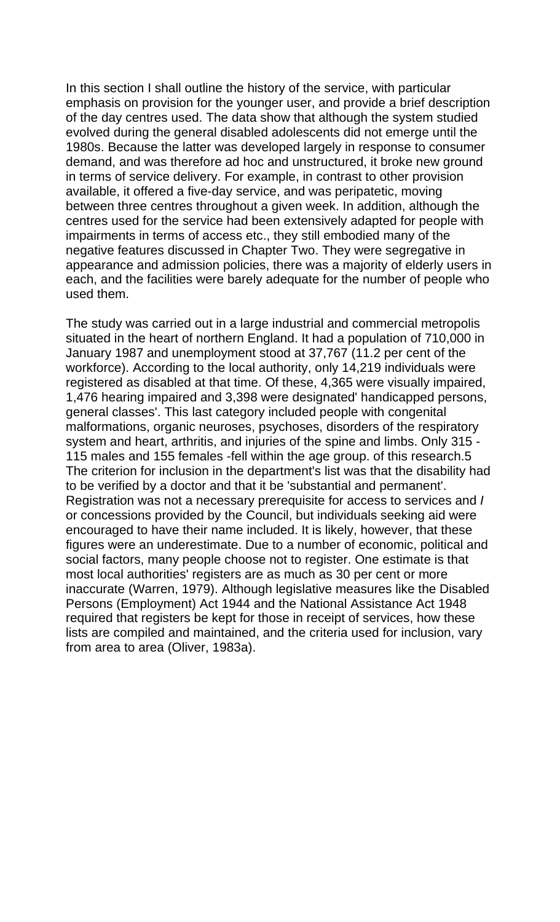In this section I shall outline the history of the service, with particular emphasis on provision for the younger user, and provide a brief description of the day centres used. The data show that although the system studied evolved during the general disabled adolescents did not emerge until the 1980s. Because the latter was developed largely in response to consumer demand, and was therefore ad hoc and unstructured, it broke new ground in terms of service delivery. For example, in contrast to other provision available, it offered a five-day service, and was peripatetic, moving between three centres throughout a given week. In addition, although the centres used for the service had been extensively adapted for people with impairments in terms of access etc., they still embodied many of the negative features discussed in Chapter Two. They were segregative in appearance and admission policies, there was a majority of elderly users in each, and the facilities were barely adequate for the number of people who used them.

The study was carried out in a large industrial and commercial metropolis situated in the heart of northern England. It had a population of 710,000 in January 1987 and unemployment stood at 37,767 (11.2 per cent of the workforce). According to the local authority, only 14,219 individuals were registered as disabled at that time. Of these, 4,365 were visually impaired, 1,476 hearing impaired and 3,398 were designated' handicapped persons, general classes'. This last category included people with congenital malformations, organic neuroses, psychoses, disorders of the respiratory system and heart, arthritis, and injuries of the spine and limbs. Only 315 - 115 males and 155 females -fell within the age group. of this research.5 The criterion for inclusion in the department's list was that the disability had to be verified by a doctor and that it be 'substantial and permanent'. Registration was not a necessary prerequisite for access to services and / or concessions provided by the Council, but individuals seeking aid were encouraged to have their name included. It is likely, however, that these figures were an underestimate. Due to a number of economic, political and social factors, many people choose not to register. One estimate is that most local authorities' registers are as much as 30 per cent or more inaccurate (Warren, 1979). Although legislative measures like the Disabled Persons (Employment) Act 1944 and the National Assistance Act 1948 required that registers be kept for those in receipt of services, how these lists are compiled and maintained, and the criteria used for inclusion, vary from area to area (Oliver, 1983a).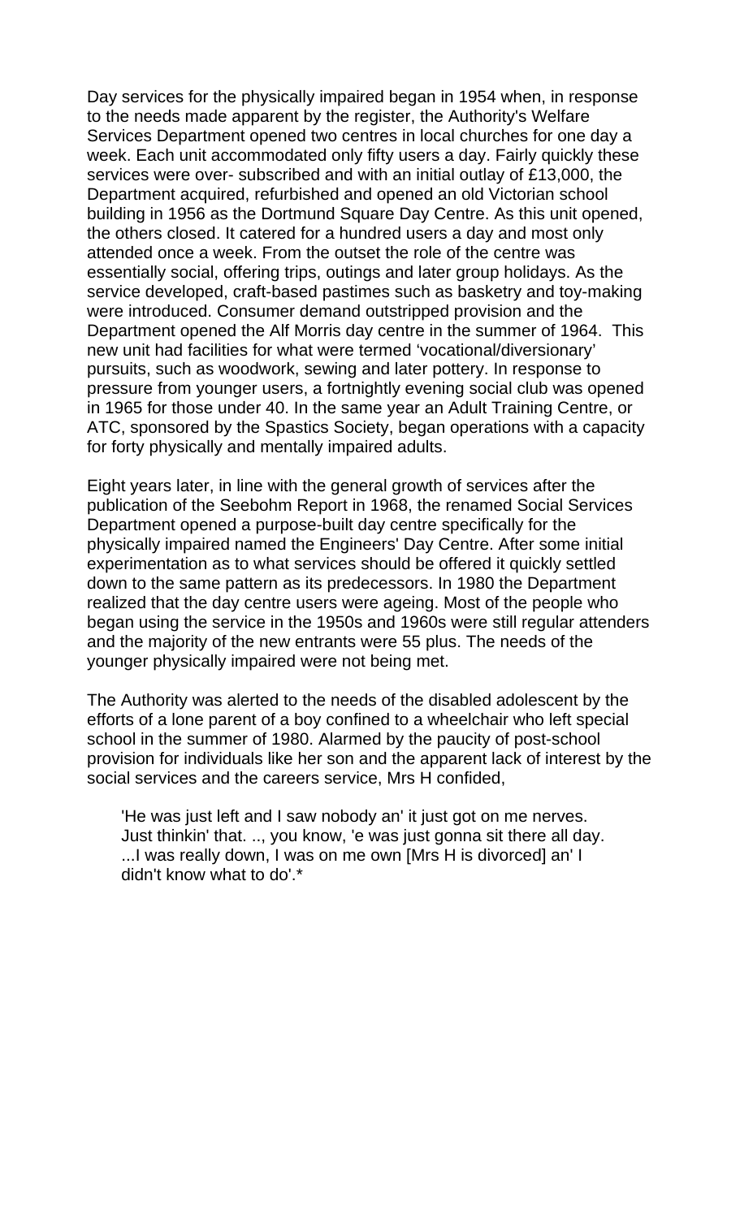Day services for the physically impaired began in 1954 when, in response to the needs made apparent by the register, the Authority's Welfare Services Department opened two centres in local churches for one day a week. Each unit accommodated only fifty users a day. Fairly quickly these services were over- subscribed and with an initial outlay of £13,000, the Department acquired, refurbished and opened an old Victorian school building in 1956 as the Dortmund Square Day Centre. As this unit opened, the others closed. It catered for a hundred users a day and most only attended once a week. From the outset the role of the centre was essentially social, offering trips, outings and later group holidays. As the service developed, craft-based pastimes such as basketry and toy-making were introduced. Consumer demand outstripped provision and the Department opened the Alf Morris day centre in the summer of 1964. This new unit had facilities for what were termed 'vocational/diversionary' pursuits, such as woodwork, sewing and later pottery. In response to pressure from younger users, a fortnightly evening social club was opened in 1965 for those under 40. In the same year an Adult Training Centre, or ATC, sponsored by the Spastics Society, began operations with a capacity for forty physically and mentally impaired adults.

Eight years later, in line with the general growth of services after the publication of the Seebohm Report in 1968, the renamed Social Services Department opened a purpose-built day centre specifically for the physically impaired named the Engineers' Day Centre. After some initial experimentation as to what services should be offered it quickly settled down to the same pattern as its predecessors. In 1980 the Department realized that the day centre users were ageing. Most of the people who began using the service in the 1950s and 1960s were still regular attenders and the majority of the new entrants were 55 plus. The needs of the younger physically impaired were not being met.

The Authority was alerted to the needs of the disabled adolescent by the efforts of a lone parent of a boy confined to a wheelchair who left special school in the summer of 1980. Alarmed by the paucity of post-school provision for individuals like her son and the apparent lack of interest by the social services and the careers service, Mrs H confided,

> 'He was just left and I saw nobody an' it just got on me nerves. Just thinkin' that. .., you know, 'e was just gonna sit there all day. ...I was really down, I was on me own [Mrs H is divorced] an' I didn't know what to do'.*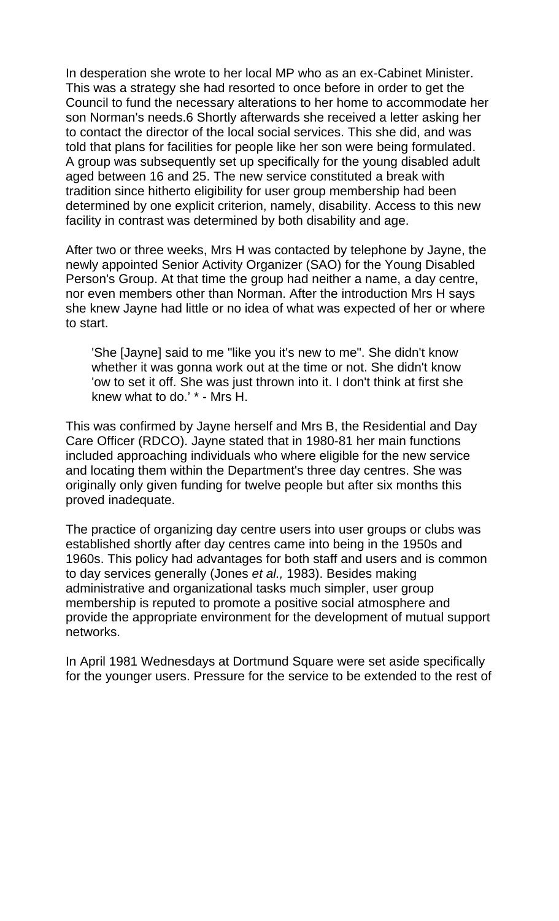In desperation she wrote to her local MP who as an ex-Cabinet Minister. This was a strategy she had resorted to once before in order to get the Council to fund the necessary alterations to her home to accommodate her son Norman's needs.6 Shortly afterwards she received a letter asking her to contact the director of the local social services. This she did, and was told that plans for facilities for people like her son were being formulated. A group was subsequently set up specifically for the young disabled adult aged between 16 and 25. The new service constituted a break with tradition since hitherto eligibility for user group membership had been determined by one explicit criterion, namely, disability. Access to this new facility in contrast was determined by both disability and age.

After two or three weeks, Mrs H was contacted by telephone by Jayne, the newly appointed Senior Activity Organizer (SAO) for the Young Disabled Person's Group. At that time the group had neither a name, a day centre, nor even members other than Norman. After the introduction Mrs H says she knew Jayne had little or no idea of what was expected of her or where to start.

> 'She [Jayne] said to me "like you it's new to me". She didn't know whether it was gonna work out at the time or not. She didn't know 'ow to set it off. She was just thrown into it. I don't think at first she knew what to do.' * - Mrs H.

This was confirmed by Jayne herself and Mrs B, the Residential and Day Care Officer (RDCO). Jayne stated that in 1980-81 her main functions included approaching individuals who where eligible for the new service and locating them within the Department's three day centres. She was originally only given funding for twelve people but after six months this proved inadequate.

The practice of organizing day centre users into user groups or clubs was established shortly after day centres came into being in the 1950s and 1960s. This policy had advantages for both staff and users and is common to day services generally (Jones *et al.,* 1983). Besides making administrative and organizational tasks much simpler, user group membership is reputed to promote a positive social atmosphere and provide the appropriate environment for the development of mutual support networks.

In April 1981 Wednesdays at Dortmund Square were set aside specifically for the younger users. Pressure for the service to be extended to the rest of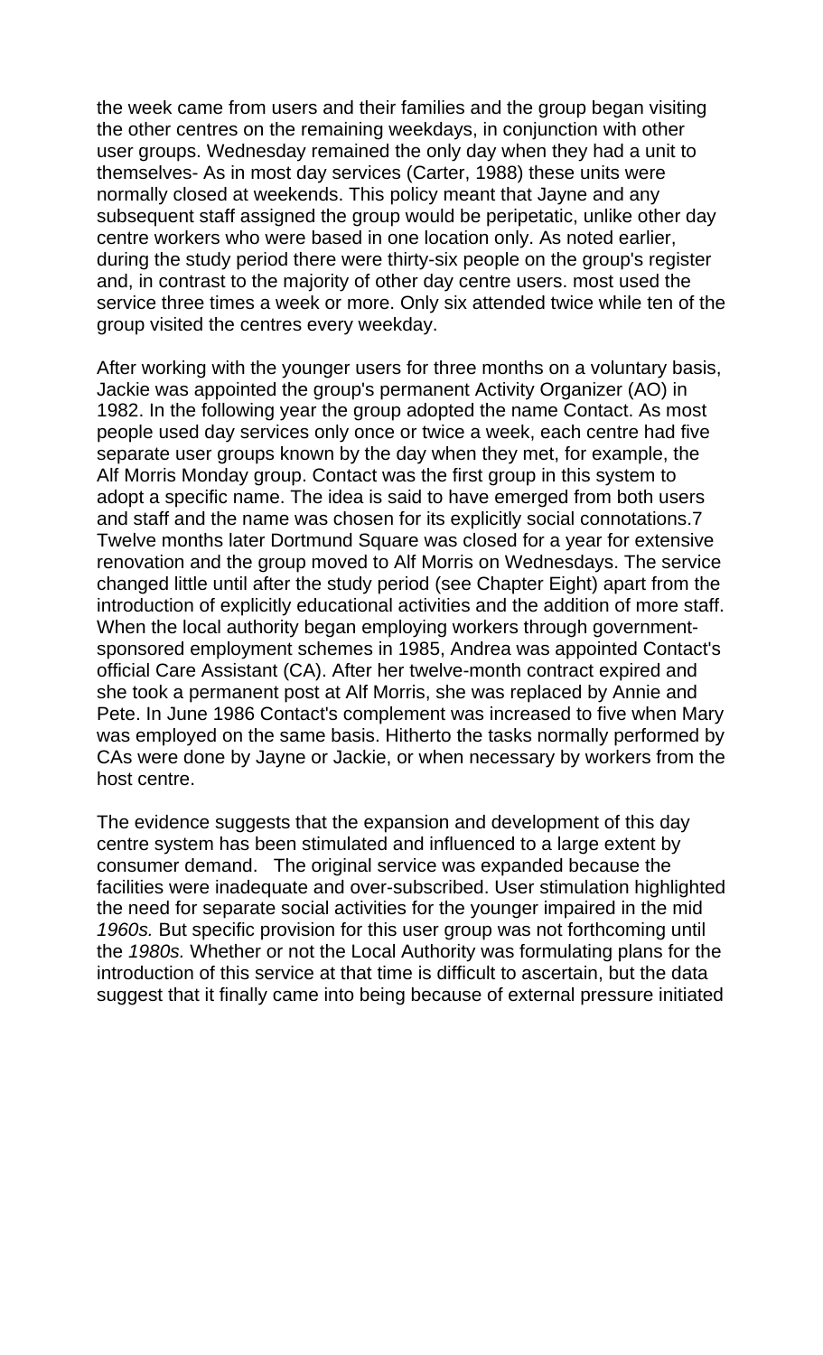the week came from users and their families and the group began visiting the other centres on the remaining weekdays, in conjunction with other user groups. Wednesday remained the only day when they had a unit to themselves- As in most day services (Carter, 1988) these units were normally closed at weekends. This policy meant that Jayne and any subsequent staff assigned the group would be peripatetic, unlike other day centre workers who were based in one location only. As noted earlier, during the study period there were thirty-six people on the group's register and, in contrast to the majority of other day centre users. most used the service three times a week or more. Only six attended twice while ten of the group visited the centres every weekday.

After working with the younger users for three months on a voluntary basis, Jackie was appointed the group's permanent Activity Organizer (AO) in 1982. In the following year the group adopted the name Contact. As most people used day services only once or twice a week, each centre had five separate user groups known by the day when they met, for example, the Alf Morris Monday group. Contact was the first group in this system to adopt a specific name. The idea is said to have emerged from both users and staff and the name was chosen for its explicitly social connotations.7 Twelve months later Dortmund Square was closed for a year for extensive renovation and the group moved to Alf Morris on Wednesdays. The service changed little until after the study period (see Chapter Eight) apart from the introduction of explicitly educational activities and the addition of more staff. When the local authority began employing workers through government-sponsored employment schemes in 1985, Andrea was appointed Contact's official Care Assistant (CA). After her twelve-month contract expired and she took a permanent post at Alf Morris, she was replaced by Annie and Pete. In June 1986 Contact's complement was increased to five when Mary was employed on the same basis. Hitherto the tasks normally performed by CAs were done by Jayne or Jackie, or when necessary by workers from the host centre.

The evidence suggests that the expansion and development of this day centre system has been stimulated and influenced to a large extent by consumer demand. The original service was expanded because the facilities were inadequate and over-subscribed. User stimulation highlighted the need for separate social activities for the younger impaired in the mid *1960s.* But specific provision for this user group was not forthcoming until the *1980s.* Whether or not the Local Authority was formulating plans for the introduction of this service at that time is difficult to ascertain, but the data suggest that it finally came into being because of external pressure initiated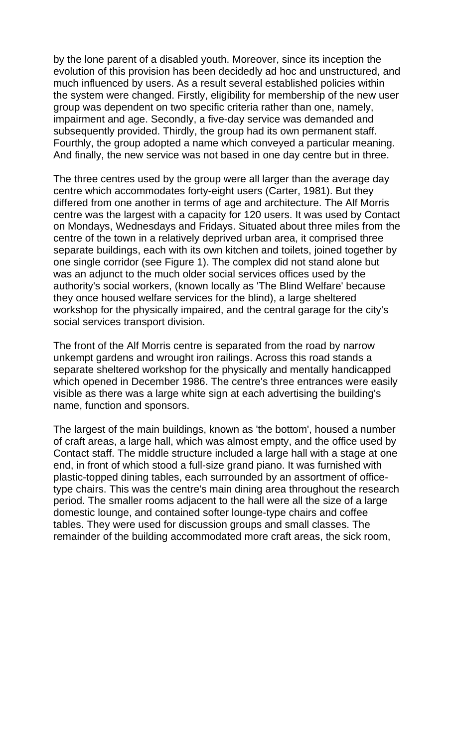by the lone parent of a disabled youth. Moreover, since its inception the evolution of this provision has been decidedly ad hoc and unstructured, and much influenced by users. As a result several established policies within the system were changed. Firstly, eligibility for membership of the new user group was dependent on two specific criteria rather than one, namely, impairment and age. Secondly, a five-day service was demanded and subsequently provided. Thirdly, the group had its own permanent staff. Fourthly, the group adopted a name which conveyed a particular meaning. And finally, the new service was not based in one day centre but in three.

The three centres used by the group were all larger than the average day centre which accommodates forty-eight users (Carter, 1981). But they differed from one another in terms of age and architecture. The Alf Morris centre was the largest with a capacity for 120 users. It was used by Contact on Mondays, Wednesdays and Fridays. Situated about three miles from the centre of the town in a relatively deprived urban area, it comprised three separate buildings, each with its own kitchen and toilets, joined together by one single corridor (see Figure 1). The complex did not stand alone but was an adjunct to the much older social services offices used by the authority's social workers, (known locally as 'The Blind Welfare' because they once housed welfare services for the blind), a large sheltered workshop for the physically impaired, and the central garage for the city's social services transport division.

The front of the Alf Morris centre is separated from the road by narrow unkempt gardens and wrought iron railings. Across this road stands a separate sheltered workshop for the physically and mentally handicapped which opened in December 1986. The centre's three entrances were easily visible as there was a large white sign at each advertising the building's name, function and sponsors.

The largest of the main buildings, known as 'the bottom', housed a number of craft areas, a large hall, which was almost empty, and the office used by Contact staff. The middle structure included a large hall with a stage at one end, in front of which stood a full-size grand piano. It was furnished with plastic-topped dining tables, each surrounded by an assortment of office-type chairs. This was the centre's main dining area throughout the research period. The smaller rooms adjacent to the hall were all the size of a large domestic lounge, and contained softer lounge-type chairs and coffee tables. They were used for discussion groups and small classes. The remainder of the building accommodated more craft areas, the sick room,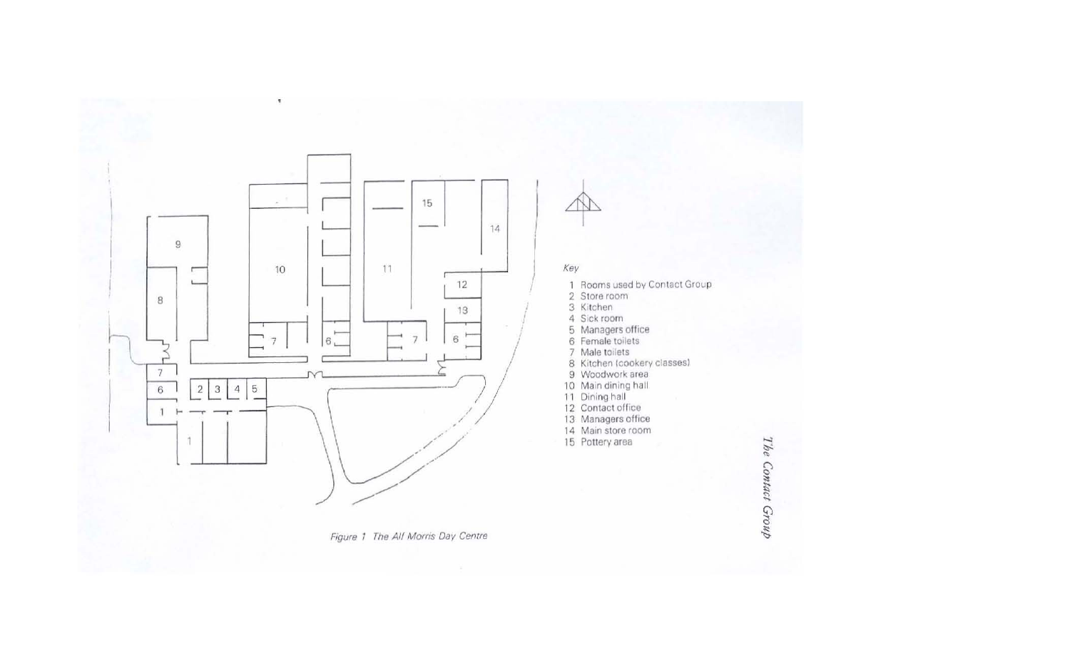Key

1 Rooms used by Contact Group
2 Store room
3 Kitchen
4 Sick room
5 Managers office
6 Female toilets
7 Male toilets
8 Kitchen (cookery classes)
9 Woodwork area
10 Main dining hall
11 Dining hall
12 Contact office
13 Managers office
14 Main store room
15 Pottery area

*Figure 1 The Alf Morris Day Centre*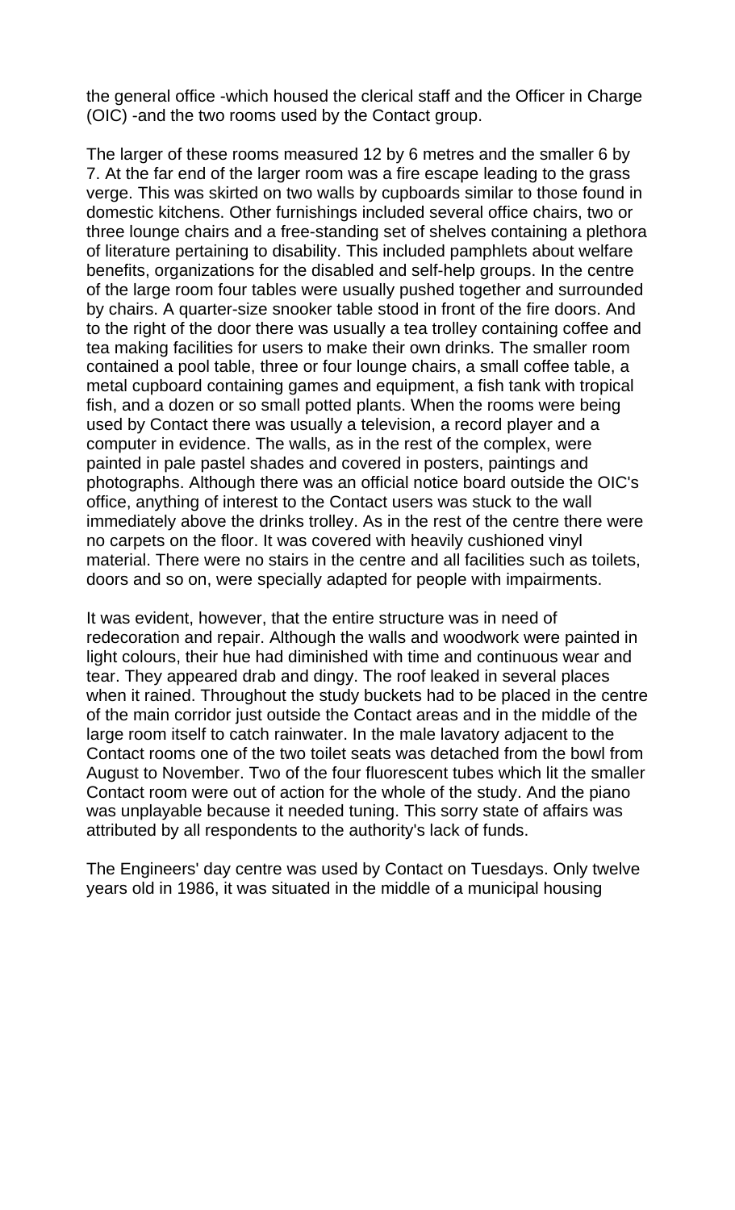the general office -which housed the clerical staff and the Officer in Charge (OIC) -and the two rooms used by the Contact group.

The larger of these rooms measured 12 by 6 metres and the smaller 6 by 7. At the far end of the larger room was a fire escape leading to the grass verge. This was skirted on two walls by cupboards similar to those found in domestic kitchens. Other furnishings included several office chairs, two or three lounge chairs and a free-standing set of shelves containing a plethora of literature pertaining to disability. This included pamphlets about welfare benefits, organizations for the disabled and self-help groups. In the centre of the large room four tables were usually pushed together and surrounded by chairs. A quarter-size snooker table stood in front of the fire doors. And to the right of the door there was usually a tea trolley containing coffee and tea making facilities for users to make their own drinks. The smaller room contained a pool table, three or four lounge chairs, a small coffee table, a metal cupboard containing games and equipment, a fish tank with tropical fish, and a dozen or so small potted plants. When the rooms were being used by Contact there was usually a television, a record player and a computer in evidence. The walls, as in the rest of the complex, were painted in pale pastel shades and covered in posters, paintings and photographs. Although there was an official notice board outside the OIC's office, anything of interest to the Contact users was stuck to the wall immediately above the drinks trolley. As in the rest of the centre there were no carpets on the floor. It was covered with heavily cushioned vinyl material. There were no stairs in the centre and all facilities such as toilets, doors and so on, were specially adapted for people with impairments.

It was evident, however, that the entire structure was in need of redecoration and repair. Although the walls and woodwork were painted in light colours, their hue had diminished with time and continuous wear and tear. They appeared drab and dingy. The roof leaked in several places when it rained. Throughout the study buckets had to be placed in the centre of the main corridor just outside the Contact areas and in the middle of the large room itself to catch rainwater. In the male lavatory adjacent to the Contact rooms one of the two toilet seats was detached from the bowl from August to November. Two of the four fluorescent tubes which lit the smaller Contact room were out of action for the whole of the study. And the piano was unplayable because it needed tuning. This sorry state of affairs was attributed by all respondents to the authority's lack of funds.

The Engineers' day centre was used by Contact on Tuesdays. Only twelve years old in 1986, it was situated in the middle of a municipal housing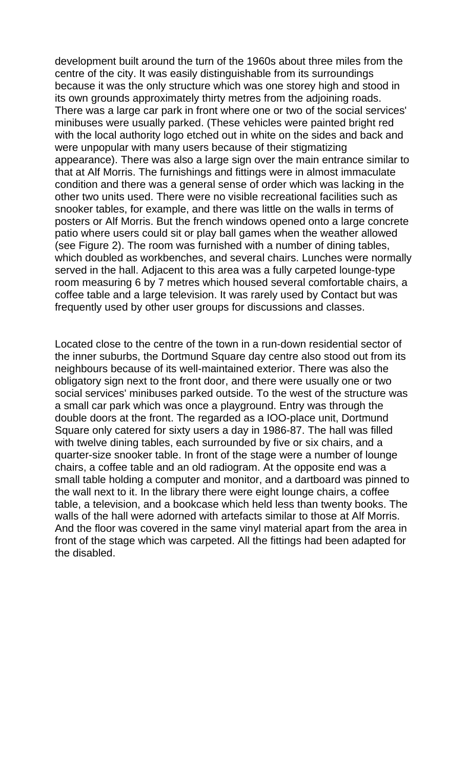development built around the turn of the 1960s about three miles from the centre of the city. It was easily distinguishable from its surroundings because it was the only structure which was one storey high and stood in its own grounds approximately thirty metres from the adjoining roads. There was a large car park in front where one or two of the social services' minibuses were usually parked. (These vehicles were painted bright red with the local authority logo etched out in white on the sides and back and were unpopular with many users because of their stigmatizing appearance). There was also a large sign over the main entrance similar to that at Alf Morris. The furnishings and fittings were in almost immaculate condition and there was a general sense of order which was lacking in the other two units used. There were no visible recreational facilities such as snooker tables, for example, and there was little on the walls in terms of posters or Alf Morris. But the french windows opened onto a large concrete patio where users could sit or play ball games when the weather allowed (see Figure 2). The room was furnished with a number of dining tables, which doubled as workbenches, and several chairs. Lunches were normally served in the hall. Adjacent to this area was a fully carpeted lounge-type room measuring 6 by 7 metres which housed several comfortable chairs, a coffee table and a large television. It was rarely used by Contact but was frequently used by other user groups for discussions and classes.

Located close to the centre of the town in a run-down residential sector of the inner suburbs, the Dortmund Square day centre also stood out from its neighbours because of its well-maintained exterior. There was also the obligatory sign next to the front door, and there were usually one or two social services' minibuses parked outside. To the west of the structure was a small car park which was once a playground. Entry was through the double doors at the front. The regarded as a IOO-place unit, Dortmund Square only catered for sixty users a day in 1986-87. The hall was filled with twelve dining tables, each surrounded by five or six chairs, and a quarter-size snooker table. In front of the stage were a number of lounge chairs, a coffee table and an old radiogram. At the opposite end was a small table holding a computer and monitor, and a dartboard was pinned to the wall next to it. In the library there were eight lounge chairs, a coffee table, a television, and a bookcase which held less than twenty books. The walls of the hall were adorned with artefacts similar to those at Alf Morris. And the floor was covered in the same vinyl material apart from the area in front of the stage which was carpeted. All the fittings had been adapted for the disabled.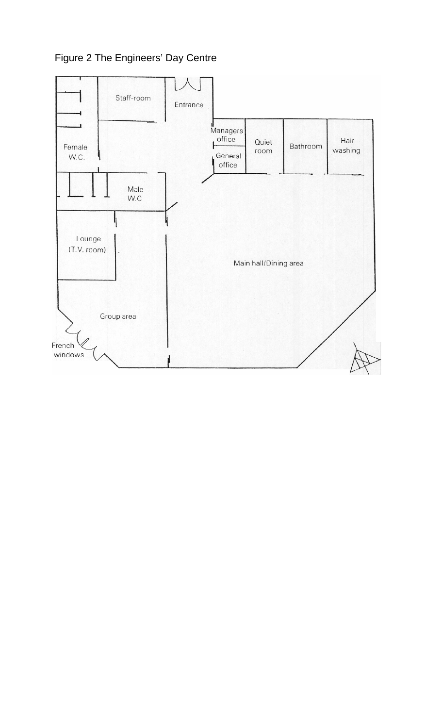Figure 2 The Engineers' Day Centre

Staff-room

Entrance

Managers office

General office

Quiet room

Bathroom

Hair washing

Female W.C.

Male W.C

Lounge (T.V. room)

Main hall/Dining area

Group area

French windows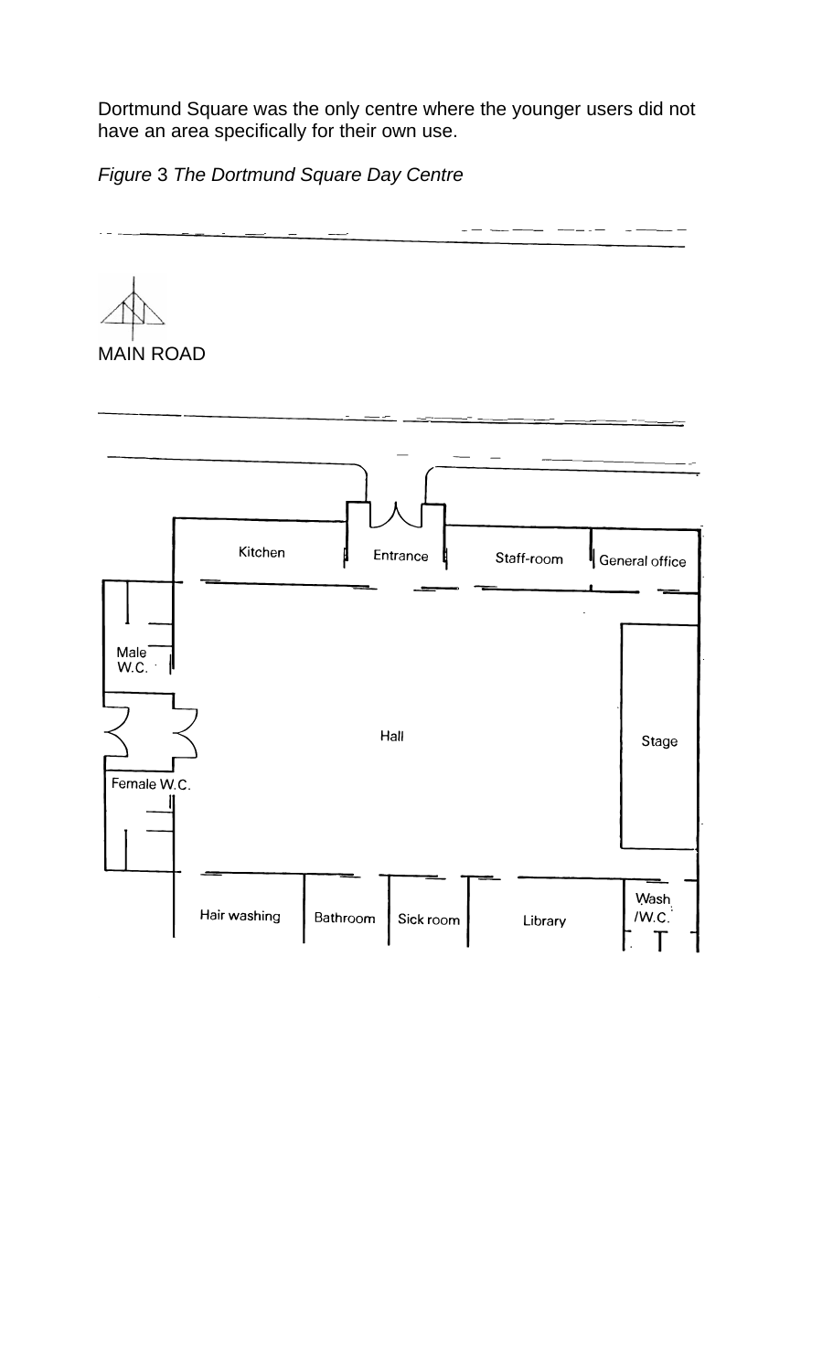Dortmund Square was the only centre where the younger users did not have an area specifically for their own use.

*Figure* 3 *The Dortmund Square Day Centre*

MAIN ROAD

Kitchen

Entrance

Staff-room

General office

Male W.C.

Hall

Stage

Female W.C.

Hair washing

Bathroom

Sick room

Library

Wash /W.C.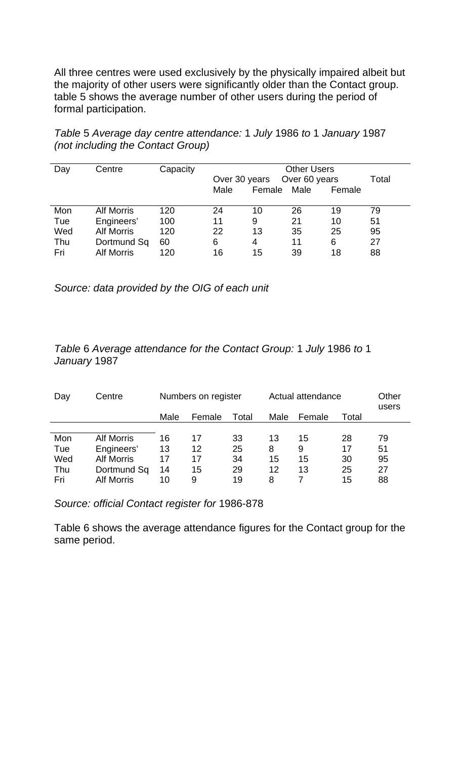All three centres were used exclusively by the physically impaired albeit but the majority of other users were significantly older than the Contact group. table 5 shows the average number of other users during the period of formal participation.

*Table* 5 *Average day centre attendance:* 1 *July* 1986 *to* 1 *January* 1987 *(not including the Contact Group)*

| Day | Centre | Capacity | Other Users | | | | |
|---|---|---|---|---|---|---|---|
| | | | Over 30 years | | Over 60 years | | Total |
| | | | Male | Female | Male | Female | |
| Mon | Alf Morris | 120 | 24 | 10 | 26 | 19 | 79 |
| Tue | Engineers' | 100 | 11 | 9 | 21 | 10 | 51 |
| Wed | Alf Morris | 120 | 22 | 13 | 35 | 25 | 95 |
| Thu | Dortmund Sq | 60 | 6 | 4 | 11 | 6 | 27 |
| Fri | Alf Morris | 120 | 16 | 15 | 39 | 18 | 88 |

*Source: data provided by the OIG of each unit*

*Table* 6 *Average attendance for the Contact Group:* 1 *July* 1986 *to* 1 *January* 1987

| Day | Centre | Numbers on register | | | Actual attendance | | | Other users |
|---|---|---|---|---|---|---|---|---|
| | | Male | Female | Total | Male | Female | Total | |
| Mon | Alf Morris | 16 | 17 | 33 | 13 | 15 | 28 | 79 |
| Tue | Engineers' | 13 | 12 | 25 | 8 | 9 | 17 | 51 |
| Wed | Alf Morris | 17 | 17 | 34 | 15 | 15 | 30 | 95 |
| Thu | Dortmund Sq | 14 | 15 | 29 | 12 | 13 | 25 | 27 |
| Fri | Alf Morris | 10 | 9 | 19 | 8 | 7 | 15 | 88 |

*Source: official Contact register for* 1986-878

Table 6 shows the average attendance figures for the Contact group for the same period.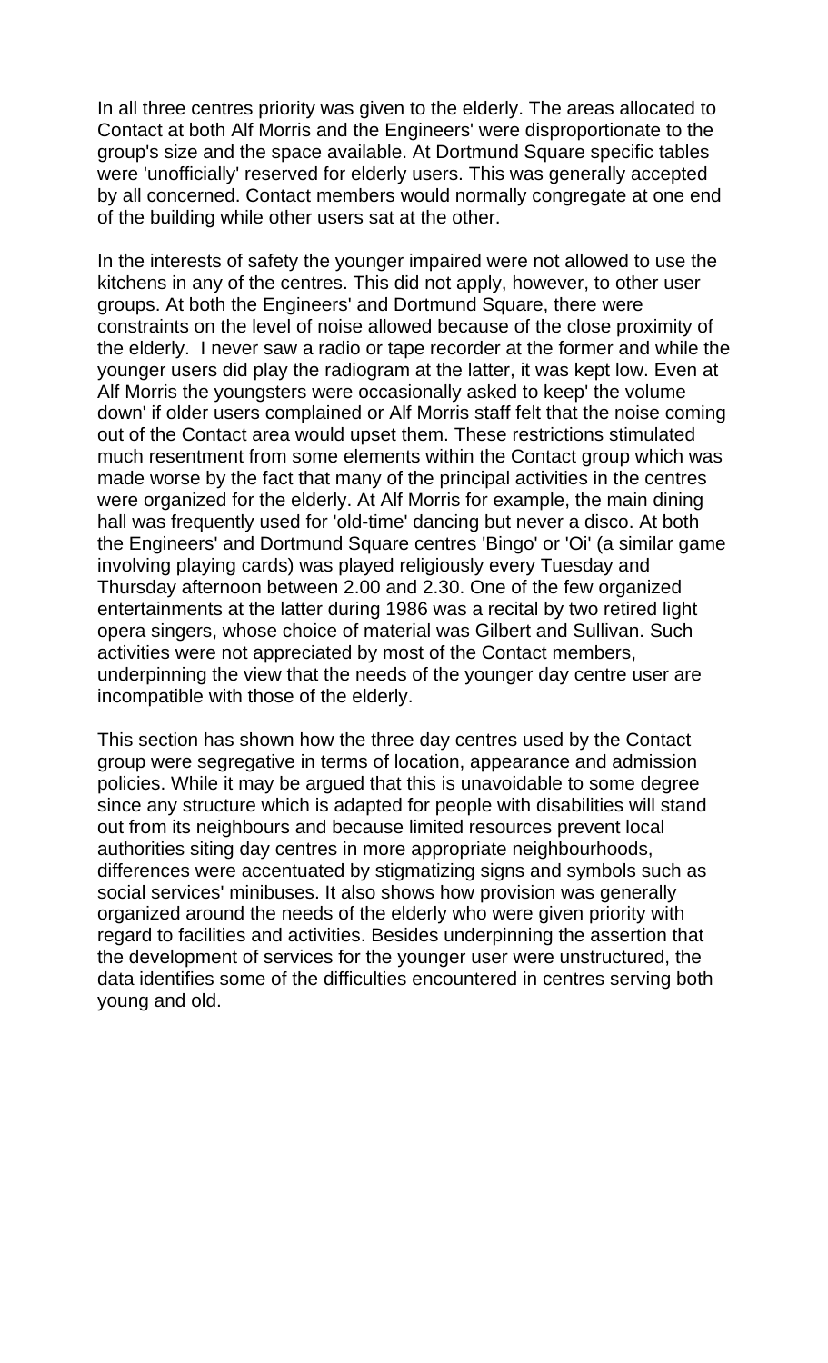In all three centres priority was given to the elderly. The areas allocated to Contact at both Alf Morris and the Engineers' were disproportionate to the group's size and the space available. At Dortmund Square specific tables were 'unofficially' reserved for elderly users. This was generally accepted by all concerned. Contact members would normally congregate at one end of the building while other users sat at the other.

In the interests of safety the younger impaired were not allowed to use the kitchens in any of the centres. This did not apply, however, to other user groups. At both the Engineers' and Dortmund Square, there were constraints on the level of noise allowed because of the close proximity of the elderly. I never saw a radio or tape recorder at the former and while the younger users did play the radiogram at the latter, it was kept low. Even at Alf Morris the youngsters were occasionally asked to keep' the volume down' if older users complained or Alf Morris staff felt that the noise coming out of the Contact area would upset them. These restrictions stimulated much resentment from some elements within the Contact group which was made worse by the fact that many of the principal activities in the centres were organized for the elderly. At Alf Morris for example, the main dining hall was frequently used for 'old-time' dancing but never a disco. At both the Engineers' and Dortmund Square centres 'Bingo' or 'Oi' (a similar game involving playing cards) was played religiously every Tuesday and Thursday afternoon between 2.00 and 2.30. One of the few organized entertainments at the latter during 1986 was a recital by two retired light opera singers, whose choice of material was Gilbert and Sullivan. Such activities were not appreciated by most of the Contact members, underpinning the view that the needs of the younger day centre user are incompatible with those of the elderly.

This section has shown how the three day centres used by the Contact group were segregative in terms of location, appearance and admission policies. While it may be argued that this is unavoidable to some degree since any structure which is adapted for people with disabilities will stand out from its neighbours and because limited resources prevent local authorities siting day centres in more appropriate neighbourhoods, differences were accentuated by stigmatizing signs and symbols such as social services' minibuses. It also shows how provision was generally organized around the needs of the elderly who were given priority with regard to facilities and activities. Besides underpinning the assertion that the development of services for the younger user were unstructured, the data identifies some of the difficulties encountered in centres serving both young and old.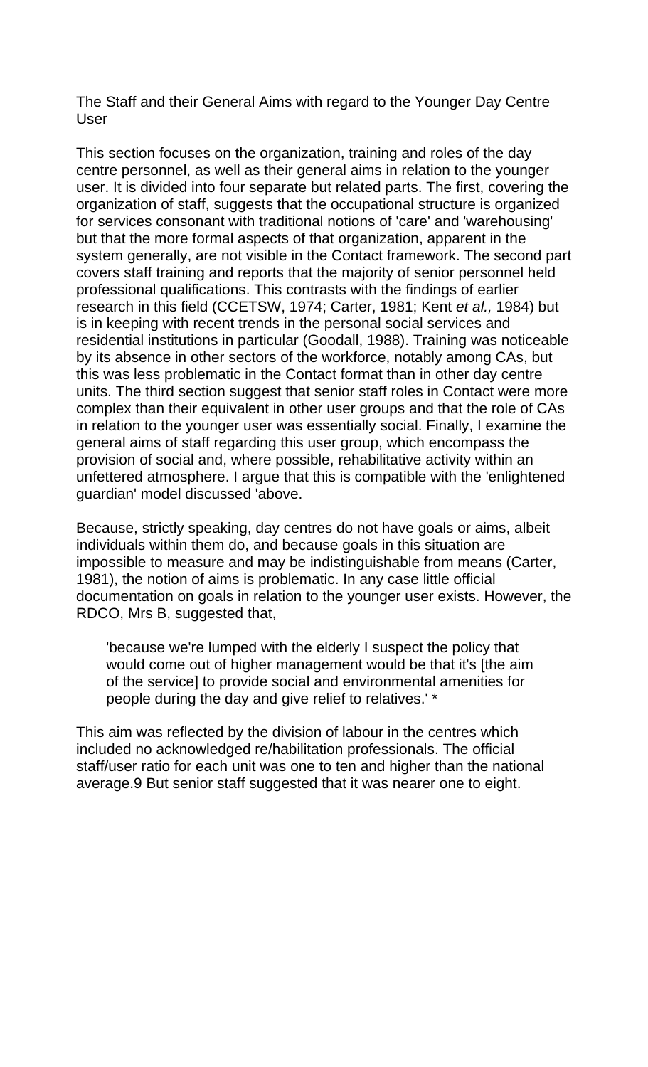## The Staff and their General Aims with regard to the Younger Day Centre User

This section focuses on the organization, training and roles of the day centre personnel, as well as their general aims in relation to the younger user. It is divided into four separate but related parts. The first, covering the organization of staff, suggests that the occupational structure is organized for services consonant with traditional notions of 'care' and 'warehousing' but that the more formal aspects of that organization, apparent in the system generally, are not visible in the Contact framework. The second part covers staff training and reports that the majority of senior personnel held professional qualifications. This contrasts with the findings of earlier research in this field (CCETSW, 1974; Carter, 1981; Kent *et al.,* 1984) but is in keeping with recent trends in the personal social services and residential institutions in particular (Goodall, 1988). Training was noticeable by its absence in other sectors of the workforce, notably among CAs, but this was less problematic in the Contact format than in other day centre units. The third section suggest that senior staff roles in Contact were more complex than their equivalent in other user groups and that the role of CAs in relation to the younger user was essentially social. Finally, I examine the general aims of staff regarding this user group, which encompass the provision of social and, where possible, rehabilitative activity within an unfettered atmosphere. I argue that this is compatible with the 'enlightened guardian' model discussed 'above.

Because, strictly speaking, day centres do not have goals or aims, albeit individuals within them do, and because goals in this situation are impossible to measure and may be indistinguishable from means (Carter, 1981), the notion of aims is problematic. In any case little official documentation on goals in relation to the younger user exists. However, the RDCO, Mrs B, suggested that,

> 'because we're lumped with the elderly I suspect the policy that would come out of higher management would be that it's [the aim of the service] to provide social and environmental amenities for people during the day and give relief to relatives.' *

This aim was reflected by the division of labour in the centres which included no acknowledged re/habilitation professionals. The official staff/user ratio for each unit was one to ten and higher than the national average.9 But senior staff suggested that it was nearer one to eight.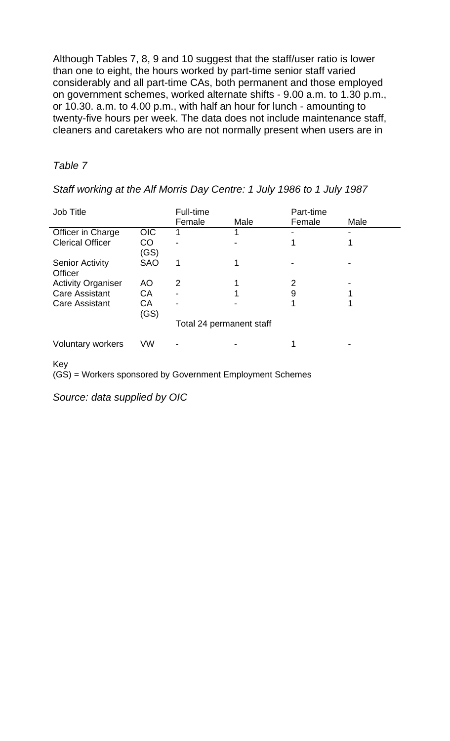Although Tables 7, 8, 9 and 10 suggest that the staff/user ratio is lower than one to eight, the hours worked by part-time senior staff varied considerably and all part-time CAs, both permanent and those employed on government schemes, worked alternate shifts - 9.00 a.m. to 1.30 p.m., or 10.30. a.m. to 4.00 p.m., with half an hour for lunch - amounting to twenty-five hours per week. The data does not include maintenance staff, cleaners and caretakers who are not normally present when users are in

*Table 7*

*Staff working at the Alf Morris Day Centre: 1 July 1986 to 1 July 1987*

| Job Title | | Full-time | | Part-time | |
|---|---|---|---|---|---|
| | | Female | Male | Female | Male |
| Officer in Charge | OIC | 1 | 1 | - | - |
| Clerical Officer | CO (GS) | - | - | 1 | 1 |
| Senior Activity Officer | SAO | 1 | 1 | - | - |
| Activity Organiser | AO | 2 | 1 | 2 | - |
| Care Assistant | CA | - | 1 | 9 | 1 |
| Care Assistant | CA (GS) | - | - | 1 | 1 |
| | | Total 24 permanent staff | | | |
| Voluntary workers | VW | - | - | 1 | - |

Key
(GS) = Workers sponsored by Government Employment Schemes

*Source: data supplied by OIC*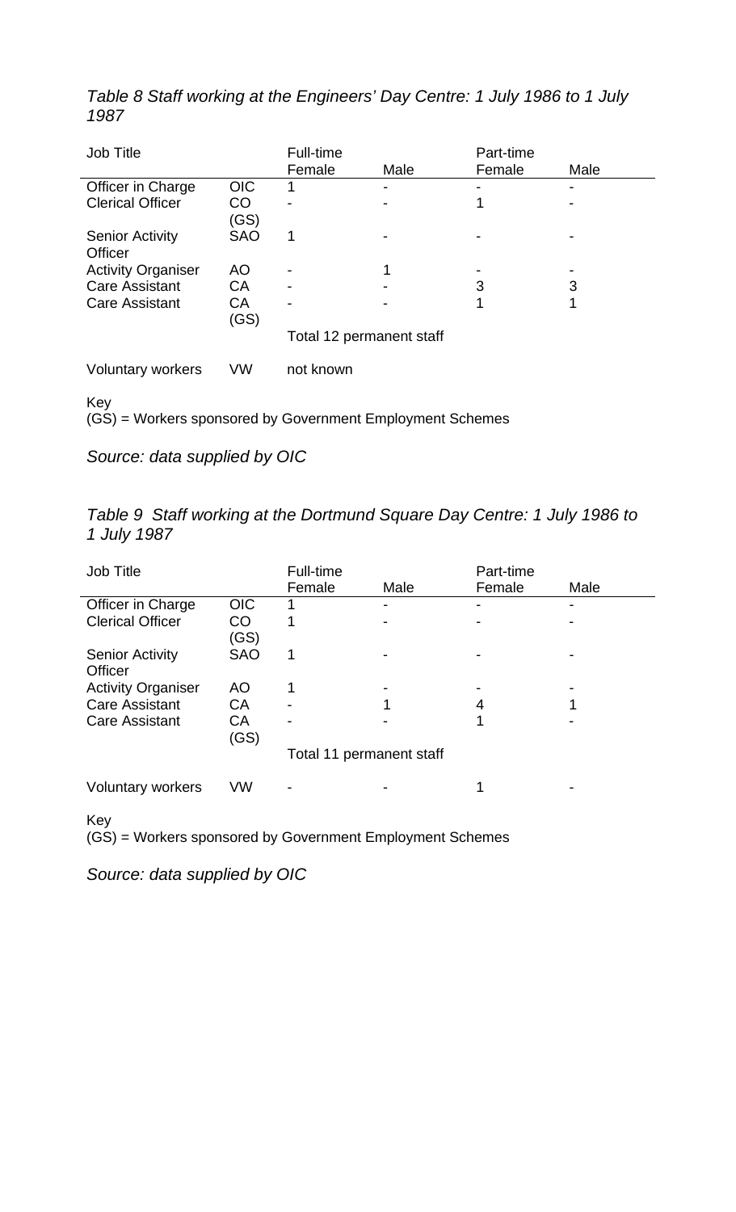*Table 8 Staff working at the Engineers' Day Centre: 1 July 1986 to 1 July 1987*

| Job Title | | Full-time | | Part-time | |
|---|---|---|---|---|---|
| | | Female | Male | Female | Male |
| Officer in Charge | OIC | 1 | - | - | - |
| Clerical Officer | CO (GS) | - | - | 1 | - |
| Senior Activity Officer | SAO | 1 | - | - | - |
| Activity Organiser | AO | - | 1 | - | - |
| Care Assistant | CA | - | - | 3 | 3 |
| Care Assistant | CA (GS) | - | - | 1 | 1 |
| | | Total 12 permanent staff | | | |
| Voluntary workers | VW | not known | | | |

Key
(GS) = Workers sponsored by Government Employment Schemes

*Source: data supplied by OIC*

*Table 9 Staff working at the Dortmund Square Day Centre: 1 July 1986 to 1 July 1987*

| Job Title | | Full-time | | Part-time | |
|---|---|---|---|---|---|
| | | Female | Male | Female | Male |
| Officer in Charge | OIC | 1 | - | - | - |
| Clerical Officer | CO (GS) | 1 | - | - | - |
| Senior Activity Officer | SAO | 1 | - | - | - |
| Activity Organiser | AO | 1 | - | - | - |
| Care Assistant | CA | - | 1 | 4 | 1 |
| Care Assistant | CA (GS) | - | - | 1 | - |
| | | Total 11 permanent staff | | | |
| Voluntary workers | VW | - | - | 1 | - |

Key
(GS) = Workers sponsored by Government Employment Schemes

*Source: data supplied by OIC*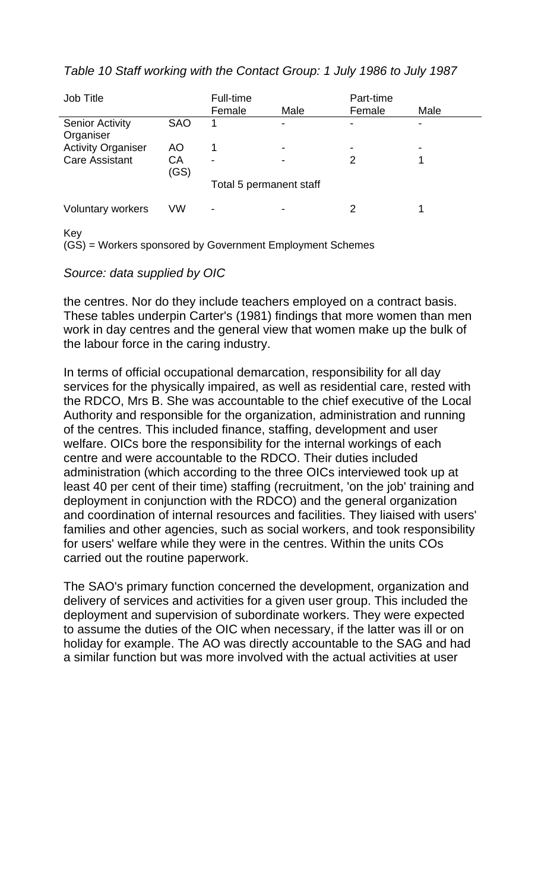*Table 10 Staff working with the Contact Group: 1 July 1986 to July 1987*

| Job Title | | Full-time | | Part-time | |
|---|---|---|---|---|---|
| | | Female | Male | Female | Male |
| Senior Activity Organiser | SAO | 1 | - | - | - |
| Activity Organiser | AO | 1 | - | - | - |
| Care Assistant | CA (GS) | - | - | 2 | 1 |
| | | Total 5 permanent staff | | | |
| Voluntary workers | VW | - | - | 2 | 1 |

Key
(GS) = Workers sponsored by Government Employment Schemes

*Source: data supplied by OIC*

the centres. Nor do they include teachers employed on a contract basis. These tables underpin Carter's (1981) findings that more women than men work in day centres and the general view that women make up the bulk of the labour force in the caring industry.

In terms of official occupational demarcation, responsibility for all day services for the physically impaired, as well as residential care, rested with the RDCO, Mrs B. She was accountable to the chief executive of the Local Authority and responsible for the organization, administration and running of the centres. This included finance, staffing, development and user welfare. OICs bore the responsibility for the internal workings of each centre and were accountable to the RDCO. Their duties included administration (which according to the three OICs interviewed took up at least 40 per cent of their time) staffing (recruitment, 'on the job' training and deployment in conjunction with the RDCO) and the general organization and coordination of internal resources and facilities. They liaised with users' families and other agencies, such as social workers, and took responsibility for users' welfare while they were in the centres. Within the units COs carried out the routine paperwork.

The SAO's primary function concerned the development, organization and delivery of services and activities for a given user group. This included the deployment and supervision of subordinate workers. They were expected to assume the duties of the OIC when necessary, if the latter was ill or on holiday for example. The AO was directly accountable to the SAG and had a similar function but was more involved with the actual activities at user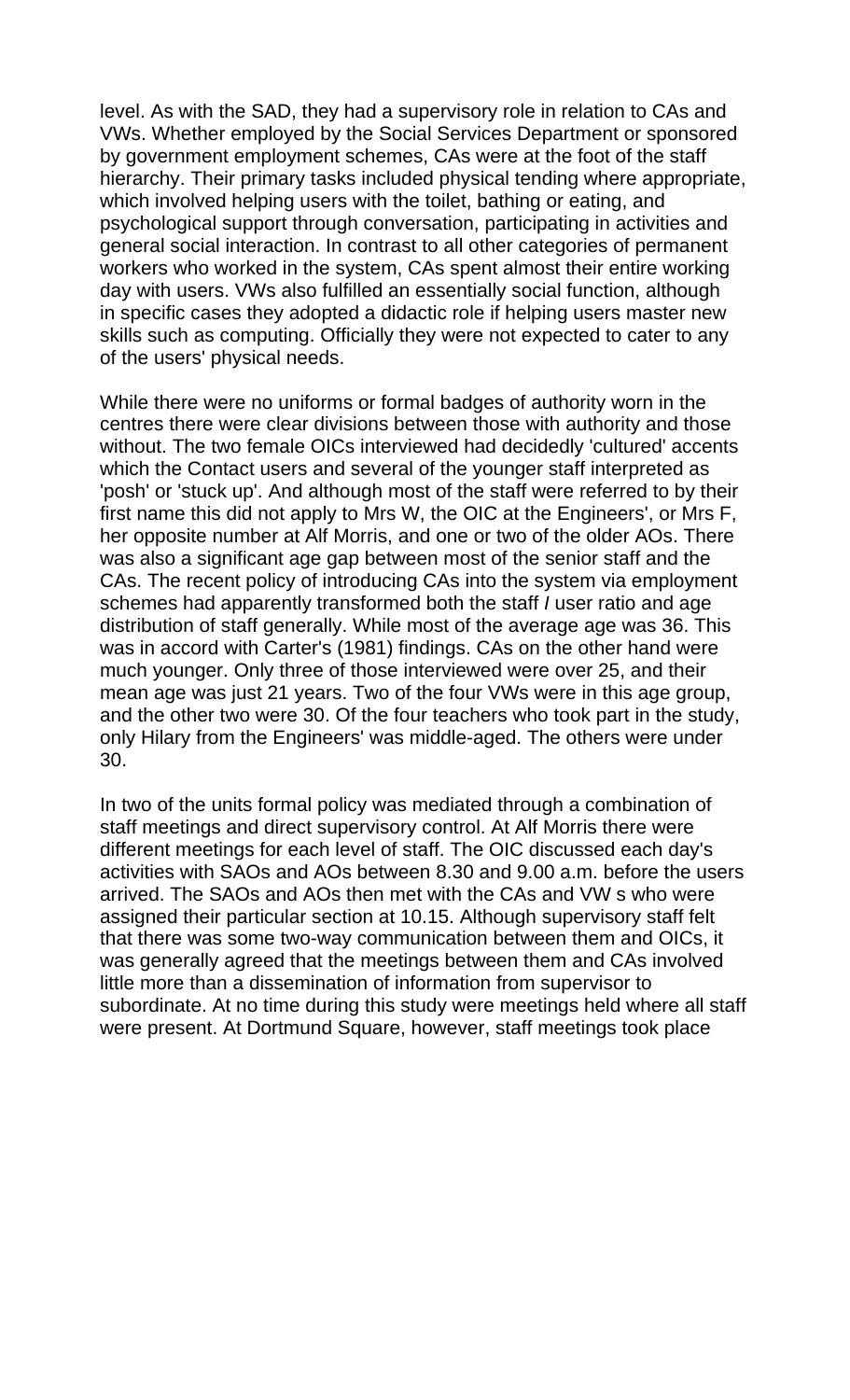level. As with the SAD, they had a supervisory role in relation to CAs and VWs. Whether employed by the Social Services Department or sponsored by government employment schemes, CAs were at the foot of the staff hierarchy. Their primary tasks included physical tending where appropriate, which involved helping users with the toilet, bathing or eating, and psychological support through conversation, participating in activities and general social interaction. In contrast to all other categories of permanent workers who worked in the system, CAs spent almost their entire working day with users. VWs also fulfilled an essentially social function, although in specific cases they adopted a didactic role if helping users master new skills such as computing. Officially they were not expected to cater to any of the users' physical needs.

While there were no uniforms or formal badges of authority worn in the centres there were clear divisions between those with authority and those without. The two female OICs interviewed had decidedly 'cultured' accents which the Contact users and several of the younger staff interpreted as 'posh' or 'stuck up'. And although most of the staff were referred to by their first name this did not apply to Mrs W, the OIC at the Engineers', or Mrs F, her opposite number at Alf Morris, and one or two of the older AOs. There was also a significant age gap between most of the senior staff and the CAs. The recent policy of introducing CAs into the system via employment schemes had apparently transformed both the staff / user ratio and age distribution of staff generally. While most of the average age was 36. This was in accord with Carter's (1981) findings. CAs on the other hand were much younger. Only three of those interviewed were over 25, and their mean age was just 21 years. Two of the four VWs were in this age group, and the other two were 30. Of the four teachers who took part in the study, only Hilary from the Engineers' was middle-aged. The others were under 30.

In two of the units formal policy was mediated through a combination of staff meetings and direct supervisory control. At Alf Morris there were different meetings for each level of staff. The OIC discussed each day's activities with SAOs and AOs between 8.30 and 9.00 a.m. before the users arrived. The SAOs and AOs then met with the CAs and VW s who were assigned their particular section at 10.15. Although supervisory staff felt that there was some two-way communication between them and OICs, it was generally agreed that the meetings between them and CAs involved little more than a dissemination of information from supervisor to subordinate. At no time during this study were meetings held where all staff were present. At Dortmund Square, however, staff meetings took place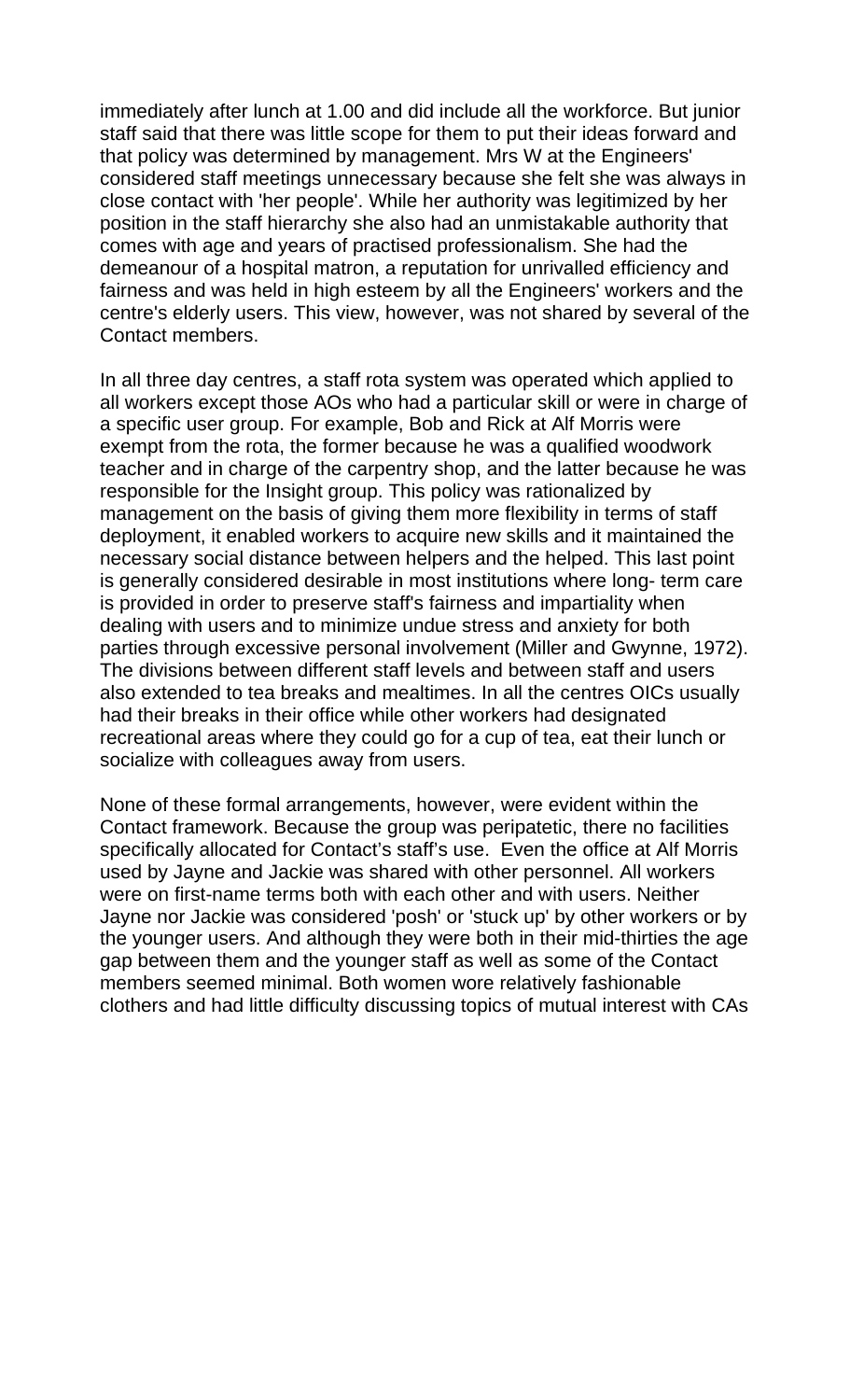immediately after lunch at 1.00 and did include all the workforce. But junior staff said that there was little scope for them to put their ideas forward and that policy was determined by management. Mrs W at the Engineers' considered staff meetings unnecessary because she felt she was always in close contact with 'her people'. While her authority was legitimized by her position in the staff hierarchy she also had an unmistakable authority that comes with age and years of practised professionalism. She had the demeanour of a hospital matron, a reputation for unrivalled efficiency and fairness and was held in high esteem by all the Engineers' workers and the centre's elderly users. This view, however, was not shared by several of the Contact members.

In all three day centres, a staff rota system was operated which applied to all workers except those AOs who had a particular skill or were in charge of a specific user group. For example, Bob and Rick at Alf Morris were exempt from the rota, the former because he was a qualified woodwork teacher and in charge of the carpentry shop, and the latter because he was responsible for the Insight group. This policy was rationalized by management on the basis of giving them more flexibility in terms of staff deployment, it enabled workers to acquire new skills and it maintained the necessary social distance between helpers and the helped. This last point is generally considered desirable in most institutions where long- term care is provided in order to preserve staff's fairness and impartiality when dealing with users and to minimize undue stress and anxiety for both parties through excessive personal involvement (Miller and Gwynne, 1972). The divisions between different staff levels and between staff and users also extended to tea breaks and mealtimes. In all the centres OICs usually had their breaks in their office while other workers had designated recreational areas where they could go for a cup of tea, eat their lunch or socialize with colleagues away from users.

None of these formal arrangements, however, were evident within the Contact framework. Because the group was peripatetic, there no facilities specifically allocated for Contact's staff's use. Even the office at Alf Morris used by Jayne and Jackie was shared with other personnel. All workers were on first-name terms both with each other and with users. Neither Jayne nor Jackie was considered 'posh' or 'stuck up' by other workers or by the younger users. And although they were both in their mid-thirties the age gap between them and the younger staff as well as some of the Contact members seemed minimal. Both women wore relatively fashionable clothers and had little difficulty discussing topics of mutual interest with CAs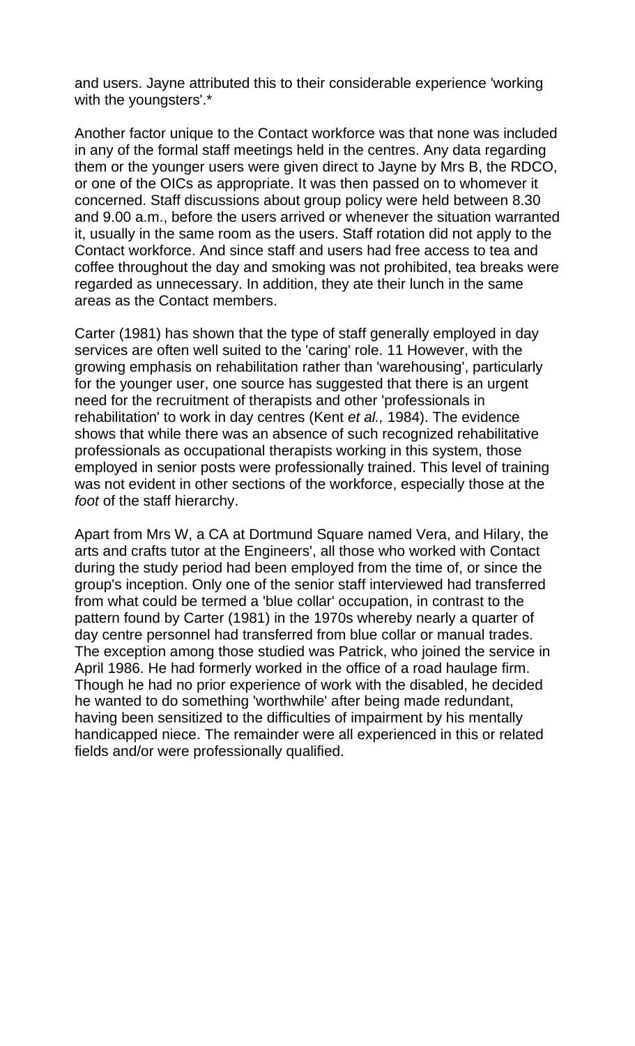and users. Jayne attributed this to their considerable experience 'working with the youngsters'.*

Another factor unique to the Contact workforce was that none was included in any of the formal staff meetings held in the centres. Any data regarding them or the younger users were given direct to Jayne by Mrs B, the RDCO, or one of the OICs as appropriate. It was then passed on to whomever it concerned. Staff discussions about group policy were held between 8.30 and 9.00 a.m., before the users arrived or whenever the situation warranted it, usually in the same room as the users. Staff rotation did not apply to the Contact workforce. And since staff and users had free access to tea and coffee throughout the day and smoking was not prohibited, tea breaks were regarded as unnecessary. In addition, they ate their lunch in the same areas as the Contact members.

Carter (1981) has shown that the type of staff generally employed in day services are often well suited to the 'caring' role. 11 However, with the growing emphasis on rehabilitation rather than 'warehousing', particularly for the younger user, one source has suggested that there is an urgent need for the recruitment of therapists and other 'professionals in rehabilitation' to work in day centres (Kent *et al.,* 1984). The evidence shows that while there was an absence of such recognized rehabilitative professionals as occupational therapists working in this system, those employed in senior posts were professionally trained. This level of training was not evident in other sections of the workforce, especially those at the *foot* of the staff hierarchy.

Apart from Mrs W, a CA at Dortmund Square named Vera, and Hilary, the arts and crafts tutor at the Engineers', all those who worked with Contact during the study period had been employed from the time of, or since the group's inception. Only one of the senior staff interviewed had transferred from what could be termed a 'blue collar' occupation, in contrast to the pattern found by Carter (1981) in the 1970s whereby nearly a quarter of day centre personnel had transferred from blue collar or manual trades. The exception among those studied was Patrick, who joined the service in April 1986. He had formerly worked in the office of a road haulage firm. Though he had no prior experience of work with the disabled, he decided he wanted to do something 'worthwhile' after being made redundant, having been sensitized to the difficulties of impairment by his mentally handicapped niece. The remainder were all experienced in this or related fields and/or were professionally qualified.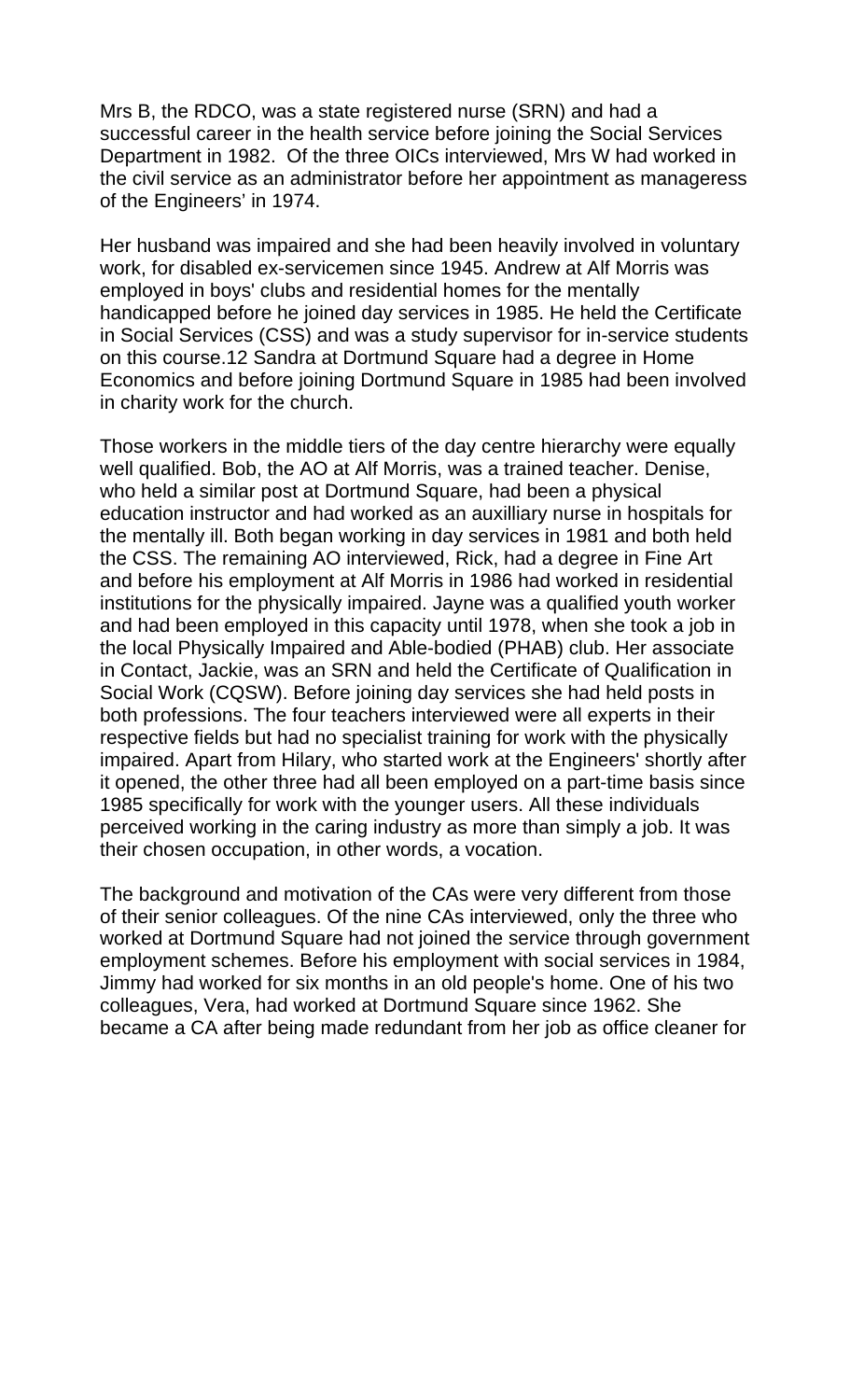Mrs B, the RDCO, was a state registered nurse (SRN) and had a successful career in the health service before joining the Social Services Department in 1982. Of the three OICs interviewed, Mrs W had worked in the civil service as an administrator before her appointment as manageress of the Engineers' in 1974.

Her husband was impaired and she had been heavily involved in voluntary work, for disabled ex-servicemen since 1945. Andrew at Alf Morris was employed in boys' clubs and residential homes for the mentally handicapped before he joined day services in 1985. He held the Certificate in Social Services (CSS) and was a study supervisor for in-service students on this course.12 Sandra at Dortmund Square had a degree in Home Economics and before joining Dortmund Square in 1985 had been involved in charity work for the church.

Those workers in the middle tiers of the day centre hierarchy were equally well qualified. Bob, the AO at Alf Morris, was a trained teacher. Denise, who held a similar post at Dortmund Square, had been a physical education instructor and had worked as an auxilliary nurse in hospitals for the mentally ill. Both began working in day services in 1981 and both held the CSS. The remaining AO interviewed, Rick, had a degree in Fine Art and before his employment at Alf Morris in 1986 had worked in residential institutions for the physically impaired. Jayne was a qualified youth worker and had been employed in this capacity until 1978, when she took a job in the local Physically Impaired and Able-bodied (PHAB) club. Her associate in Contact, Jackie, was an SRN and held the Certificate of Qualification in Social Work (CQSW). Before joining day services she had held posts in both professions. The four teachers interviewed were all experts in their respective fields but had no specialist training for work with the physically impaired. Apart from Hilary, who started work at the Engineers' shortly after it opened, the other three had all been employed on a part-time basis since 1985 specifically for work with the younger users. All these individuals perceived working in the caring industry as more than simply a job. It was their chosen occupation, in other words, a vocation.

The background and motivation of the CAs were very different from those of their senior colleagues. Of the nine CAs interviewed, only the three who worked at Dortmund Square had not joined the service through government employment schemes. Before his employment with social services in 1984, Jimmy had worked for six months in an old people's home. One of his two colleagues, Vera, had worked at Dortmund Square since 1962. She became a CA after being made redundant from her job as office cleaner for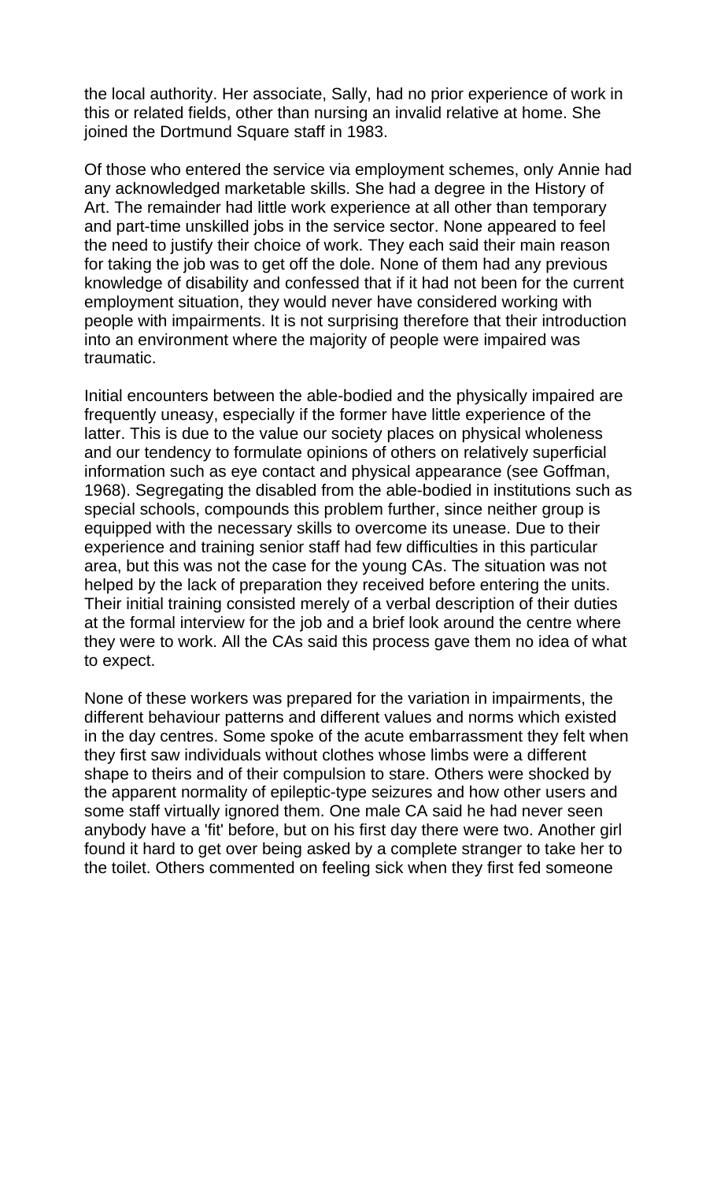the local authority. Her associate, Sally, had no prior experience of work in this or related fields, other than nursing an invalid relative at home. She joined the Dortmund Square staff in 1983.

Of those who entered the service via employment schemes, only Annie had any acknowledged marketable skills. She had a degree in the History of Art. The remainder had little work experience at all other than temporary and part-time unskilled jobs in the service sector. None appeared to feel the need to justify their choice of work. They each said their main reason for taking the job was to get off the dole. None of them had any previous knowledge of disability and confessed that if it had not been for the current employment situation, they would never have considered working with people with impairments. It is not surprising therefore that their introduction into an environment where the majority of people were impaired was traumatic.

Initial encounters between the able-bodied and the physically impaired are frequently uneasy, especially if the former have little experience of the latter. This is due to the value our society places on physical wholeness and our tendency to formulate opinions of others on relatively superficial information such as eye contact and physical appearance (see Goffman, 1968). Segregating the disabled from the able-bodied in institutions such as special schools, compounds this problem further, since neither group is equipped with the necessary skills to overcome its unease. Due to their experience and training senior staff had few difficulties in this particular area, but this was not the case for the young CAs. The situation was not helped by the lack of preparation they received before entering the units. Their initial training consisted merely of a verbal description of their duties at the formal interview for the job and a brief look around the centre where they were to work. All the CAs said this process gave them no idea of what to expect.

None of these workers was prepared for the variation in impairments, the different behaviour patterns and different values and norms which existed in the day centres. Some spoke of the acute embarrassment they felt when they first saw individuals without clothes whose limbs were a different shape to theirs and of their compulsion to stare. Others were shocked by the apparent normality of epileptic-type seizures and how other users and some staff virtually ignored them. One male CA said he had never seen anybody have a 'fit' before, but on his first day there were two. Another girl found it hard to get over being asked by a complete stranger to take her to the toilet. Others commented on feeling sick when they first fed someone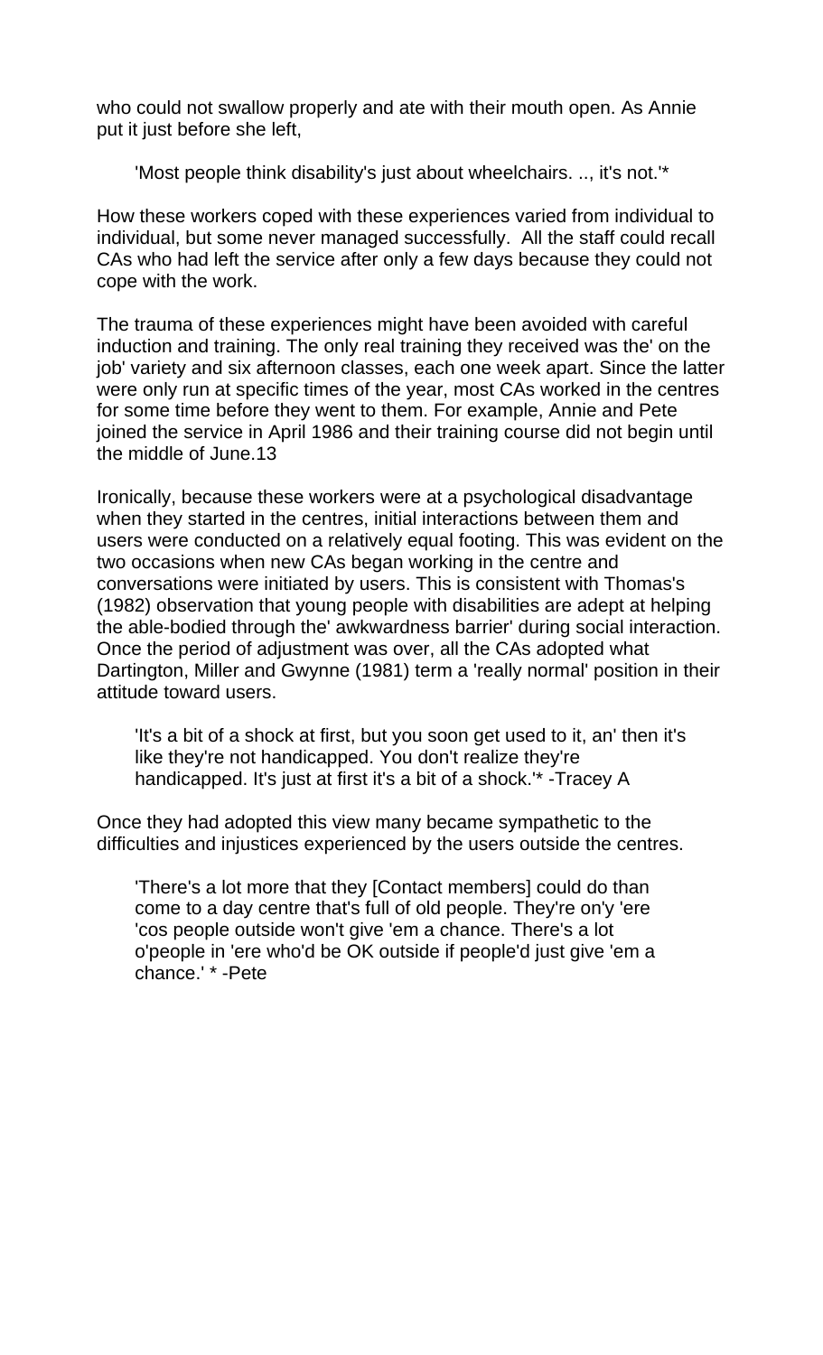who could not swallow properly and ate with their mouth open. As Annie put it just before she left,

> 'Most people think disability's just about wheelchairs. .., it's not.'*

How these workers coped with these experiences varied from individual to individual, but some never managed successfully. All the staff could recall CAs who had left the service after only a few days because they could not cope with the work.

The trauma of these experiences might have been avoided with careful induction and training. The only real training they received was the' on the job' variety and six afternoon classes, each one week apart. Since the latter were only run at specific times of the year, most CAs worked in the centres for some time before they went to them. For example, Annie and Pete joined the service in April 1986 and their training course did not begin until the middle of June.13

Ironically, because these workers were at a psychological disadvantage when they started in the centres, initial interactions between them and users were conducted on a relatively equal footing. This was evident on the two occasions when new CAs began working in the centre and conversations were initiated by users. This is consistent with Thomas's (1982) observation that young people with disabilities are adept at helping the able-bodied through the' awkwardness barrier' during social interaction. Once the period of adjustment was over, all the CAs adopted what Dartington, Miller and Gwynne (1981) term a 'really normal' position in their attitude toward users.

> 'It's a bit of a shock at first, but you soon get used to it, an' then it's like they're not handicapped. You don't realize they're handicapped. It's just at first it's a bit of a shock.'* -Tracey A

Once they had adopted this view many became sympathetic to the difficulties and injustices experienced by the users outside the centres.

> 'There's a lot more that they [Contact members] could do than come to a day centre that's full of old people. They're on'y 'ere 'cos people outside won't give 'em a chance. There's a lot o'people in 'ere who'd be OK outside if people'd just give 'em a chance.' * -Pete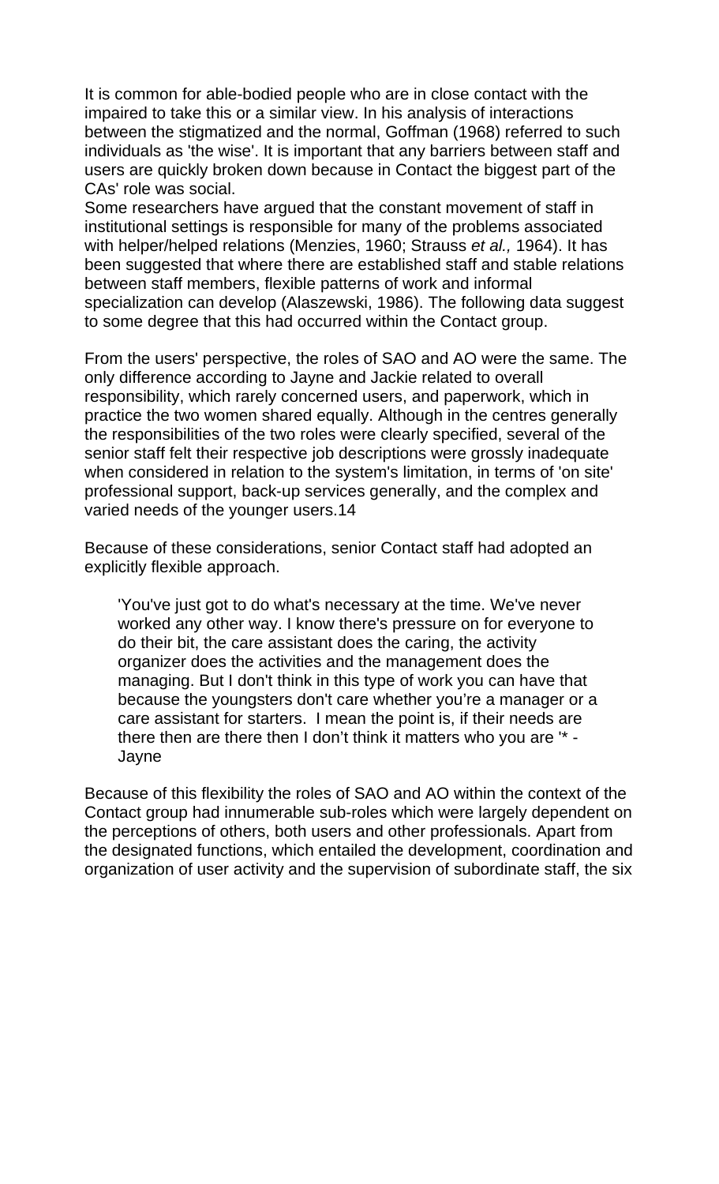It is common for able-bodied people who are in close contact with the impaired to take this or a similar view. In his analysis of interactions between the stigmatized and the normal, Goffman (1968) referred to such individuals as 'the wise'. It is important that any barriers between staff and users are quickly broken down because in Contact the biggest part of the CAs' role was social.
Some researchers have argued that the constant movement of staff in institutional settings is responsible for many of the problems associated with helper/helped relations (Menzies, 1960; Strauss *et al.,* 1964). It has been suggested that where there are established staff and stable relations between staff members, flexible patterns of work and informal specialization can develop (Alaszewski, 1986). The following data suggest to some degree that this had occurred within the Contact group.

From the users' perspective, the roles of SAO and AO were the same. The only difference according to Jayne and Jackie related to overall responsibility, which rarely concerned users, and paperwork, which in practice the two women shared equally. Although in the centres generally the responsibilities of the two roles were clearly specified, several of the senior staff felt their respective job descriptions were grossly inadequate when considered in relation to the system's limitation, in terms of 'on site' professional support, back-up services generally, and the complex and varied needs of the younger users.14

Because of these considerations, senior Contact staff had adopted an explicitly flexible approach.

> 'You've just got to do what's necessary at the time. We've never worked any other way. I know there's pressure on for everyone to do their bit, the care assistant does the caring, the activity organizer does the activities and the management does the managing. But I don't think in this type of work you can have that because the youngsters don't care whether you're a manager or a care assistant for starters. I mean the point is, if their needs are there then are there then I don't think it matters who you are '* - Jayne

Because of this flexibility the roles of SAO and AO within the context of the Contact group had innumerable sub-roles which were largely dependent on the perceptions of others, both users and other professionals. Apart from the designated functions, which entailed the development, coordination and organization of user activity and the supervision of subordinate staff, the six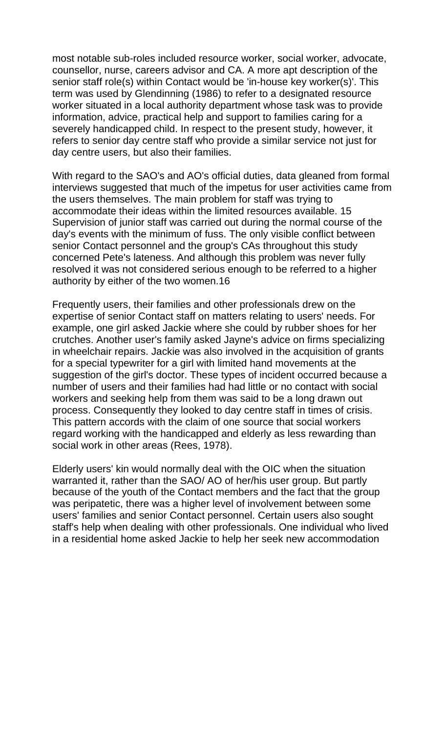most notable sub-roles included resource worker, social worker, advocate, counsellor, nurse, careers advisor and CA. A more apt description of the senior staff role(s) within Contact would be 'in-house key worker(s)'. This term was used by Glendinning (1986) to refer to a designated resource worker situated in a local authority department whose task was to provide information, advice, practical help and support to families caring for a severely handicapped child. In respect to the present study, however, it refers to senior day centre staff who provide a similar service not just for day centre users, but also their families.

With regard to the SAO's and AO's official duties, data gleaned from formal interviews suggested that much of the impetus for user activities came from the users themselves. The main problem for staff was trying to accommodate their ideas within the limited resources available. 15 Supervision of junior staff was carried out during the normal course of the day's events with the minimum of fuss. The only visible conflict between senior Contact personnel and the group's CAs throughout this study concerned Pete's lateness. And although this problem was never fully resolved it was not considered serious enough to be referred to a higher authority by either of the two women.16

Frequently users, their families and other professionals drew on the expertise of senior Contact staff on matters relating to users' needs. For example, one girl asked Jackie where she could by rubber shoes for her crutches. Another user's family asked Jayne's advice on firms specializing in wheelchair repairs. Jackie was also involved in the acquisition of grants for a special typewriter for a girl with limited hand movements at the suggestion of the girl's doctor. These types of incident occurred because a number of users and their families had had little or no contact with social workers and seeking help from them was said to be a long drawn out process. Consequently they looked to day centre staff in times of crisis. This pattern accords with the claim of one source that social workers regard working with the handicapped and elderly as less rewarding than social work in other areas (Rees, 1978).

Elderly users' kin would normally deal with the OIC when the situation warranted it, rather than the SAO/ AO of her/his user group. But partly because of the youth of the Contact members and the fact that the group was peripatetic, there was a higher level of involvement between some users' families and senior Contact personnel. Certain users also sought staff's help when dealing with other professionals. One individual who lived in a residential home asked Jackie to help her seek new accommodation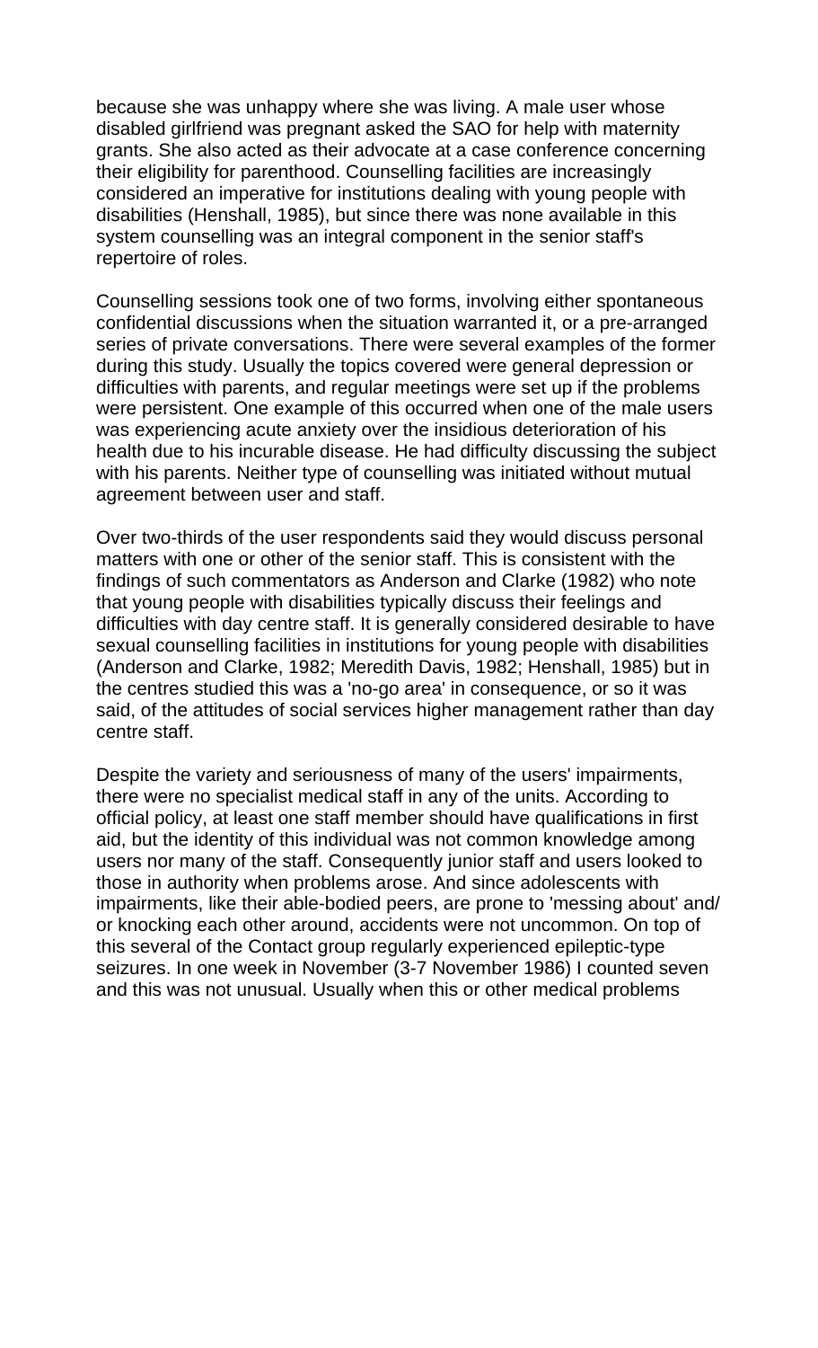because she was unhappy where she was living. A male user whose disabled girlfriend was pregnant asked the SAO for help with maternity grants. She also acted as their advocate at a case conference concerning their eligibility for parenthood. Counselling facilities are increasingly considered an imperative for institutions dealing with young people with disabilities (Henshall, 1985), but since there was none available in this system counselling was an integral component in the senior staff's repertoire of roles.

Counselling sessions took one of two forms, involving either spontaneous confidential discussions when the situation warranted it, or a pre-arranged series of private conversations. There were several examples of the former during this study. Usually the topics covered were general depression or difficulties with parents, and regular meetings were set up if the problems were persistent. One example of this occurred when one of the male users was experiencing acute anxiety over the insidious deterioration of his health due to his incurable disease. He had difficulty discussing the subject with his parents. Neither type of counselling was initiated without mutual agreement between user and staff.

Over two-thirds of the user respondents said they would discuss personal matters with one or other of the senior staff. This is consistent with the findings of such commentators as Anderson and Clarke (1982) who note that young people with disabilities typically discuss their feelings and difficulties with day centre staff. It is generally considered desirable to have sexual counselling facilities in institutions for young people with disabilities (Anderson and Clarke, 1982; Meredith Davis, 1982; Henshall, 1985) but in the centres studied this was a 'no-go area' in consequence, or so it was said, of the attitudes of social services higher management rather than day centre staff.

Despite the variety and seriousness of many of the users' impairments, there were no specialist medical staff in any of the units. According to official policy, at least one staff member should have qualifications in first aid, but the identity of this individual was not common knowledge among users nor many of the staff. Consequently junior staff and users looked to those in authority when problems arose. And since adolescents with impairments, like their able-bodied peers, are prone to 'messing about' and/or knocking each other around, accidents were not uncommon. On top of this several of the Contact group regularly experienced epileptic-type seizures. In one week in November (3-7 November 1986) I counted seven and this was not unusual. Usually when this or other medical problems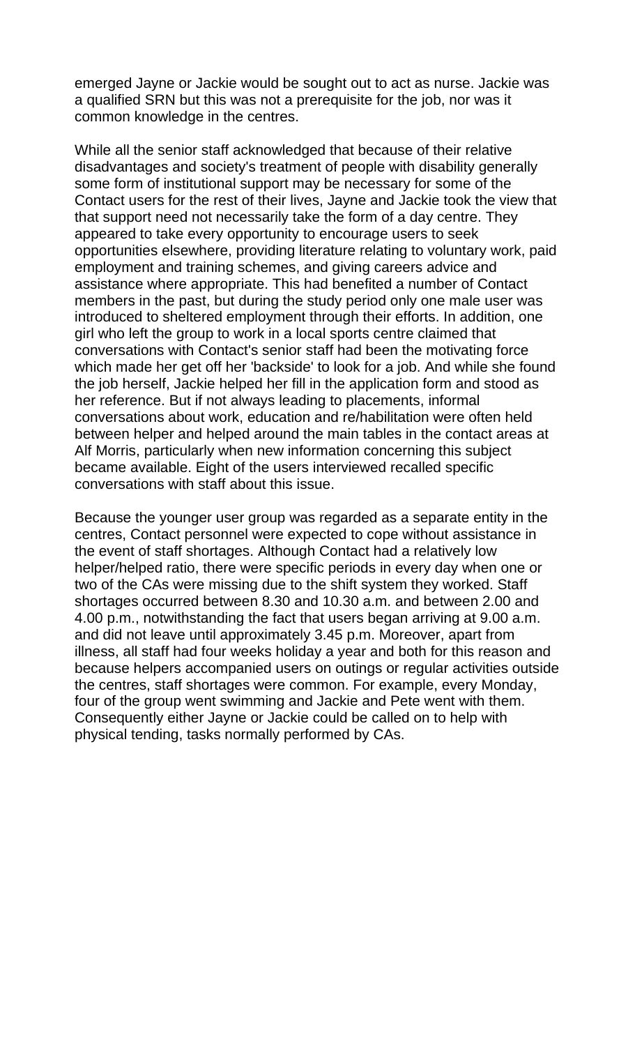emerged Jayne or Jackie would be sought out to act as nurse. Jackie was a qualified SRN but this was not a prerequisite for the job, nor was it common knowledge in the centres.

While all the senior staff acknowledged that because of their relative disadvantages and society's treatment of people with disability generally some form of institutional support may be necessary for some of the Contact users for the rest of their lives, Jayne and Jackie took the view that that support need not necessarily take the form of a day centre. They appeared to take every opportunity to encourage users to seek opportunities elsewhere, providing literature relating to voluntary work, paid employment and training schemes, and giving careers advice and assistance where appropriate. This had benefited a number of Contact members in the past, but during the study period only one male user was introduced to sheltered employment through their efforts. In addition, one girl who left the group to work in a local sports centre claimed that conversations with Contact's senior staff had been the motivating force which made her get off her 'backside' to look for a job. And while she found the job herself, Jackie helped her fill in the application form and stood as her reference. But if not always leading to placements, informal conversations about work, education and re/habilitation were often held between helper and helped around the main tables in the contact areas at Alf Morris, particularly when new information concerning this subject became available. Eight of the users interviewed recalled specific conversations with staff about this issue.

Because the younger user group was regarded as a separate entity in the centres, Contact personnel were expected to cope without assistance in the event of staff shortages. Although Contact had a relatively low helper/helped ratio, there were specific periods in every day when one or two of the CAs were missing due to the shift system they worked. Staff shortages occurred between 8.30 and 10.30 a.m. and between 2.00 and 4.00 p.m., notwithstanding the fact that users began arriving at 9.00 a.m. and did not leave until approximately 3.45 p.m. Moreover, apart from illness, all staff had four weeks holiday a year and both for this reason and because helpers accompanied users on outings or regular activities outside the centres, staff shortages were common. For example, every Monday, four of the group went swimming and Jackie and Pete went with them. Consequently either Jayne or Jackie could be called on to help with physical tending, tasks normally performed by CAs.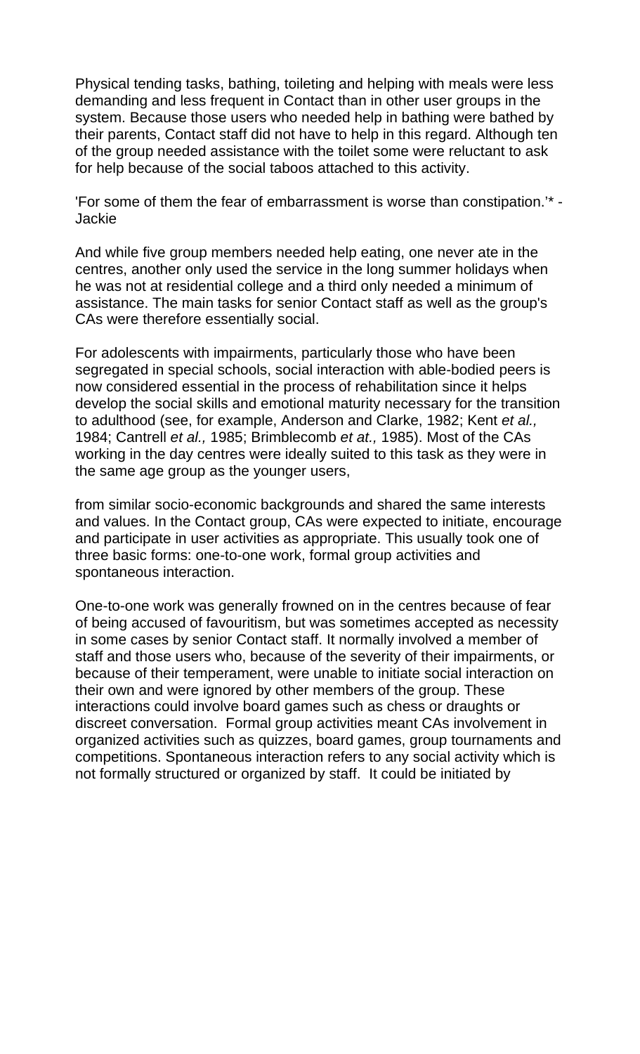Physical tending tasks, bathing, toileting and helping with meals were less demanding and less frequent in Contact than in other user groups in the system. Because those users who needed help in bathing were bathed by their parents, Contact staff did not have to help in this regard. Although ten of the group needed assistance with the toilet some were reluctant to ask for help because of the social taboos attached to this activity.

'For some of them the fear of embarrassment is worse than constipation.'* - Jackie

And while five group members needed help eating, one never ate in the centres, another only used the service in the long summer holidays when he was not at residential college and a third only needed a minimum of assistance. The main tasks for senior Contact staff as well as the group's CAs were therefore essentially social.

For adolescents with impairments, particularly those who have been segregated in special schools, social interaction with able-bodied peers is now considered essential in the process of rehabilitation since it helps develop the social skills and emotional maturity necessary for the transition to adulthood (see, for example, Anderson and Clarke, 1982; Kent *et al.,* 1984; Cantrell *et al.,* 1985; Brimblecomb *et at.,* 1985). Most of the CAs working in the day centres were ideally suited to this task as they were in the same age group as the younger users,

from similar socio-economic backgrounds and shared the same interests and values. In the Contact group, CAs were expected to initiate, encourage and participate in user activities as appropriate. This usually took one of three basic forms: one-to-one work, formal group activities and spontaneous interaction.

One-to-one work was generally frowned on in the centres because of fear of being accused of favouritism, but was sometimes accepted as necessity in some cases by senior Contact staff. It normally involved a member of staff and those users who, because of the severity of their impairments, or because of their temperament, were unable to initiate social interaction on their own and were ignored by other members of the group. These interactions could involve board games such as chess or draughts or discreet conversation. Formal group activities meant CAs involvement in organized activities such as quizzes, board games, group tournaments and competitions. Spontaneous interaction refers to any social activity which is not formally structured or organized by staff. It could be initiated by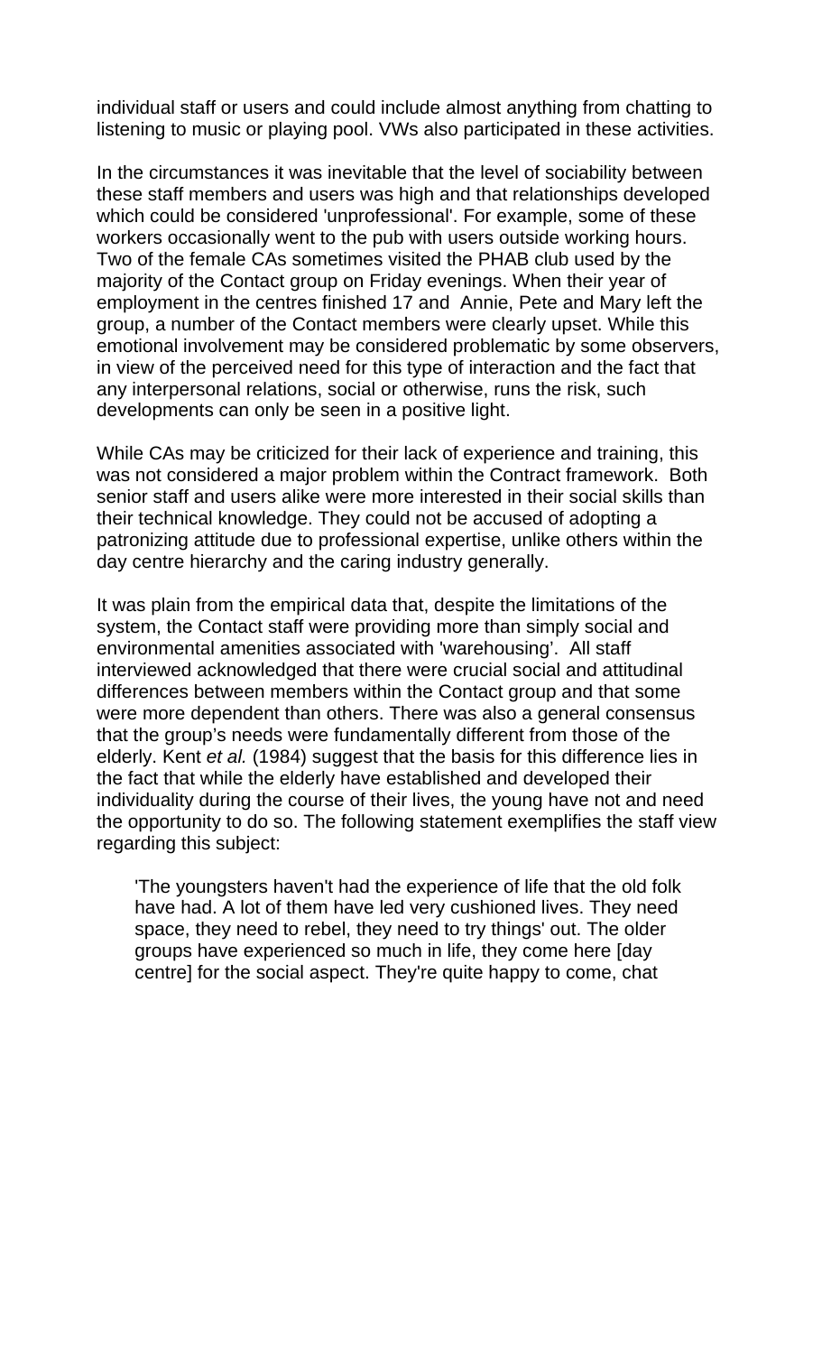individual staff or users and could include almost anything from chatting to listening to music or playing pool. VWs also participated in these activities.

In the circumstances it was inevitable that the level of sociability between these staff members and users was high and that relationships developed which could be considered 'unprofessional'. For example, some of these workers occasionally went to the pub with users outside working hours. Two of the female CAs sometimes visited the PHAB club used by the majority of the Contact group on Friday evenings. When their year of employment in the centres finished 17 and Annie, Pete and Mary left the group, a number of the Contact members were clearly upset. While this emotional involvement may be considered problematic by some observers, in view of the perceived need for this type of interaction and the fact that any interpersonal relations, social or otherwise, runs the risk, such developments can only be seen in a positive light.

While CAs may be criticized for their lack of experience and training, this was not considered a major problem within the Contract framework. Both senior staff and users alike were more interested in their social skills than their technical knowledge. They could not be accused of adopting a patronizing attitude due to professional expertise, unlike others within the day centre hierarchy and the caring industry generally.

It was plain from the empirical data that, despite the limitations of the system, the Contact staff were providing more than simply social and environmental amenities associated with 'warehousing'. All staff interviewed acknowledged that there were crucial social and attitudinal differences between members within the Contact group and that some were more dependent than others. There was also a general consensus that the group's needs were fundamentally different from those of the elderly. Kent *et al.* (1984) suggest that the basis for this difference lies in the fact that while the elderly have established and developed their individuality during the course of their lives, the young have not and need the opportunity to do so. The following statement exemplifies the staff view regarding this subject:

> 'The youngsters haven't had the experience of life that the old folk have had. A lot of them have led very cushioned lives. They need space, they need to rebel, they need to try things' out. The older groups have experienced so much in life, they come here [day centre] for the social aspect. They're quite happy to come, chat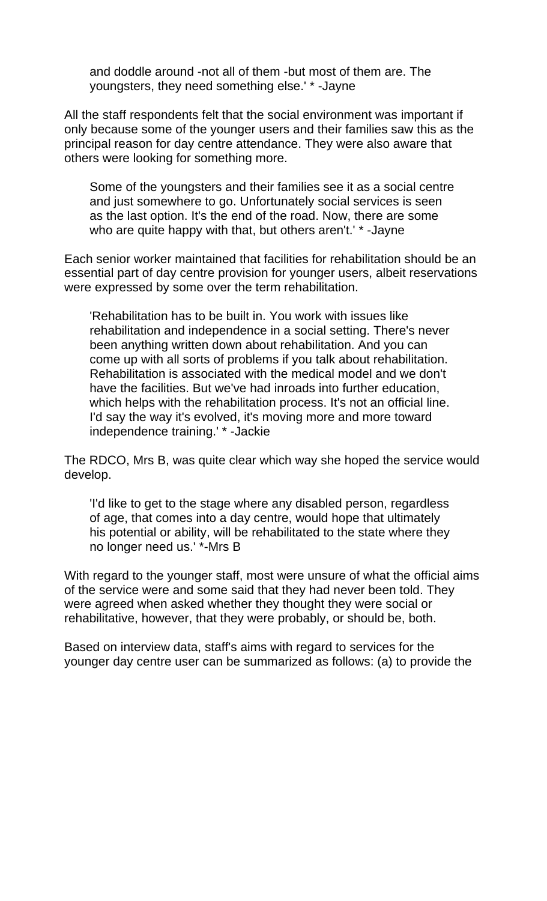> and doddle around -not all of them -but most of them are. The youngsters, they need something else.' * -Jayne

All the staff respondents felt that the social environment was important if only because some of the younger users and their families saw this as the principal reason for day centre attendance. They were also aware that others were looking for something more.

> Some of the youngsters and their families see it as a social centre and just somewhere to go. Unfortunately social services is seen as the last option. It's the end of the road. Now, there are some who are quite happy with that, but others aren't.' * -Jayne

Each senior worker maintained that facilities for rehabilitation should be an essential part of day centre provision for younger users, albeit reservations were expressed by some over the term rehabilitation.

> 'Rehabilitation has to be built in. You work with issues like rehabilitation and independence in a social setting. There's never been anything written down about rehabilitation. And you can come up with all sorts of problems if you talk about rehabilitation. Rehabilitation is associated with the medical model and we don't have the facilities. But we've had inroads into further education, which helps with the rehabilitation process. It's not an official line. I'd say the way it's evolved, it's moving more and more toward independence training.' * -Jackie

The RDCO, Mrs B, was quite clear which way she hoped the service would develop.

> 'I'd like to get to the stage where any disabled person, regardless of age, that comes into a day centre, would hope that ultimately his potential or ability, will be rehabilitated to the state where they no longer need us.' *-Mrs B

With regard to the younger staff, most were unsure of what the official aims of the service were and some said that they had never been told. They were agreed when asked whether they thought they were social or rehabilitative, however, that they were probably, or should be, both.

Based on interview data, staff's aims with regard to services for the younger day centre user can be summarized as follows: (a) to provide the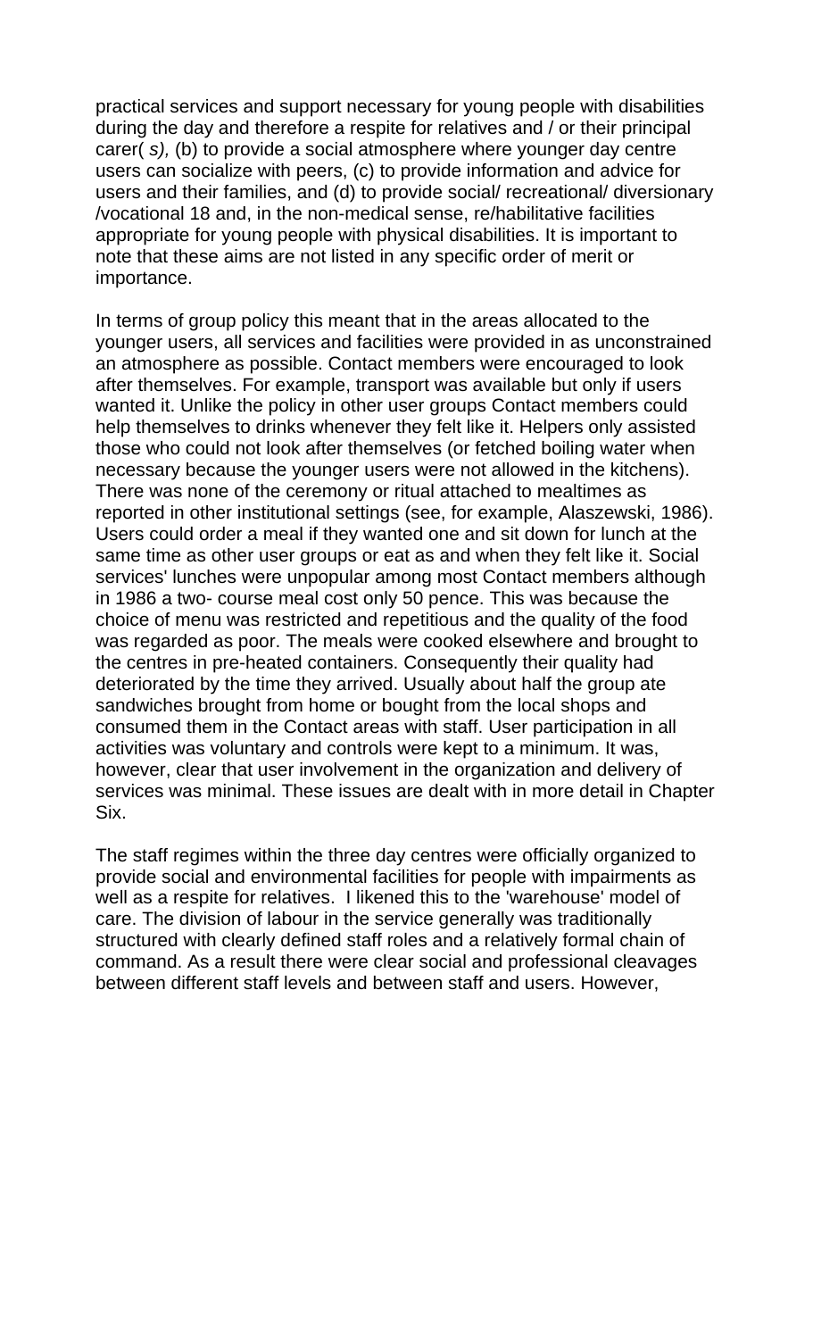practical services and support necessary for young people with disabilities during the day and therefore a respite for relatives and / or their principal carer( *s),* (b) to provide a social atmosphere where younger day centre users can socialize with peers, (c) to provide information and advice for users and their families, and (d) to provide social/ recreational/ diversionary /vocational 18 and, in the non-medical sense, re/habilitative facilities appropriate for young people with physical disabilities. It is important to note that these aims are not listed in any specific order of merit or importance.

In terms of group policy this meant that in the areas allocated to the younger users, all services and facilities were provided in as unconstrained an atmosphere as possible. Contact members were encouraged to look after themselves. For example, transport was available but only if users wanted it. Unlike the policy in other user groups Contact members could help themselves to drinks whenever they felt like it. Helpers only assisted those who could not look after themselves (or fetched boiling water when necessary because the younger users were not allowed in the kitchens). There was none of the ceremony or ritual attached to mealtimes as reported in other institutional settings (see, for example, Alaszewski, 1986). Users could order a meal if they wanted one and sit down for lunch at the same time as other user groups or eat as and when they felt like it. Social services' lunches were unpopular among most Contact members although in 1986 a two- course meal cost only 50 pence. This was because the choice of menu was restricted and repetitious and the quality of the food was regarded as poor. The meals were cooked elsewhere and brought to the centres in pre-heated containers. Consequently their quality had deteriorated by the time they arrived. Usually about half the group ate sandwiches brought from home or bought from the local shops and consumed them in the Contact areas with staff. User participation in all activities was voluntary and controls were kept to a minimum. It was, however, clear that user involvement in the organization and delivery of services was minimal. These issues are dealt with in more detail in Chapter Six.

The staff regimes within the three day centres were officially organized to provide social and environmental facilities for people with impairments as well as a respite for relatives. I likened this to the 'warehouse' model of care. The division of labour in the service generally was traditionally structured with clearly defined staff roles and a relatively formal chain of command. As a result there were clear social and professional cleavages between different staff levels and between staff and users. However,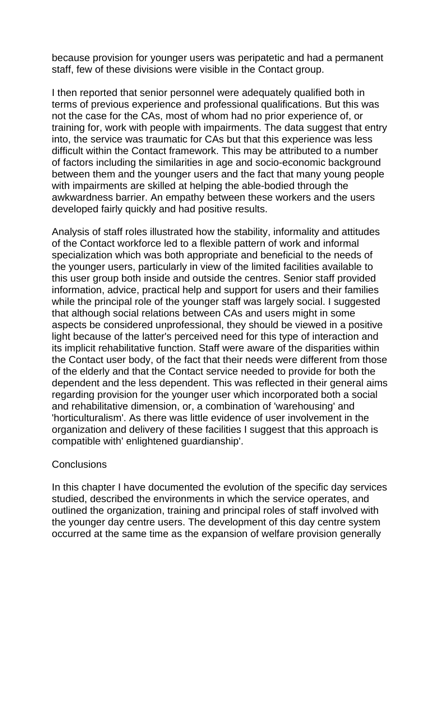because provision for younger users was peripatetic and had a permanent staff, few of these divisions were visible in the Contact group.

I then reported that senior personnel were adequately qualified both in terms of previous experience and professional qualifications. But this was not the case for the CAs, most of whom had no prior experience of, or training for, work with people with impairments. The data suggest that entry into, the service was traumatic for CAs but that this experience was less difficult within the Contact framework. This may be attributed to a number of factors including the similarities in age and socio-economic background between them and the younger users and the fact that many young people with impairments are skilled at helping the able-bodied through the awkwardness barrier. An empathy between these workers and the users developed fairly quickly and had positive results.

Analysis of staff roles illustrated how the stability, informality and attitudes of the Contact workforce led to a flexible pattern of work and informal specialization which was both appropriate and beneficial to the needs of the younger users, particularly in view of the limited facilities available to this user group both inside and outside the centres. Senior staff provided information, advice, practical help and support for users and their families while the principal role of the younger staff was largely social. I suggested that although social relations between CAs and users might in some aspects be considered unprofessional, they should be viewed in a positive light because of the latter's perceived need for this type of interaction and its implicit rehabilitative function. Staff were aware of the disparities within the Contact user body, of the fact that their needs were different from those of the elderly and that the Contact service needed to provide for both the dependent and the less dependent. This was reflected in their general aims regarding provision for the younger user which incorporated both a social and rehabilitative dimension, or, a combination of 'warehousing' and 'horticulturalism'. As there was little evidence of user involvement in the organization and delivery of these facilities I suggest that this approach is compatible with' enlightened guardianship'.

## Conclusions

In this chapter I have documented the evolution of the specific day services studied, described the environments in which the service operates, and outlined the organization, training and principal roles of staff involved with the younger day centre users. The development of this day centre system occurred at the same time as the expansion of welfare provision generally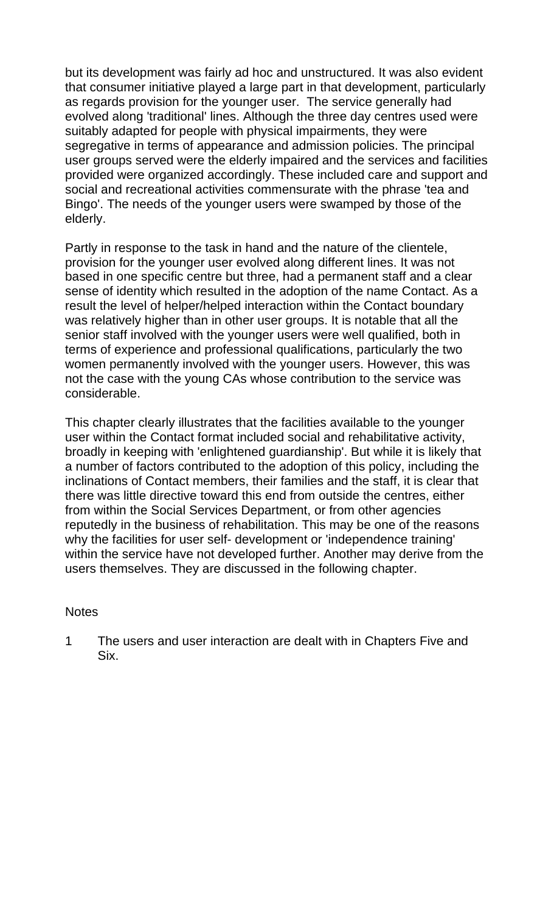but its development was fairly ad hoc and unstructured. It was also evident that consumer initiative played a large part in that development, particularly as regards provision for the younger user. The service generally had evolved along 'traditional' lines. Although the three day centres used were suitably adapted for people with physical impairments, they were segregative in terms of appearance and admission policies. The principal user groups served were the elderly impaired and the services and facilities provided were organized accordingly. These included care and support and social and recreational activities commensurate with the phrase 'tea and Bingo'. The needs of the younger users were swamped by those of the elderly.

Partly in response to the task in hand and the nature of the clientele, provision for the younger user evolved along different lines. It was not based in one specific centre but three, had a permanent staff and a clear sense of identity which resulted in the adoption of the name Contact. As a result the level of helper/helped interaction within the Contact boundary was relatively higher than in other user groups. It is notable that all the senior staff involved with the younger users were well qualified, both in terms of experience and professional qualifications, particularly the two women permanently involved with the younger users. However, this was not the case with the young CAs whose contribution to the service was considerable.

This chapter clearly illustrates that the facilities available to the younger user within the Contact format included social and rehabilitative activity, broadly in keeping with 'enlightened guardianship'. But while it is likely that a number of factors contributed to the adoption of this policy, including the inclinations of Contact members, their families and the staff, it is clear that there was little directive toward this end from outside the centres, either from within the Social Services Department, or from other agencies reputedly in the business of rehabilitation. This may be one of the reasons why the facilities for user self- development or 'independence training' within the service have not developed further. Another may derive from the users themselves. They are discussed in the following chapter.

Notes

1 The users and user interaction are dealt with in Chapters Five and Six.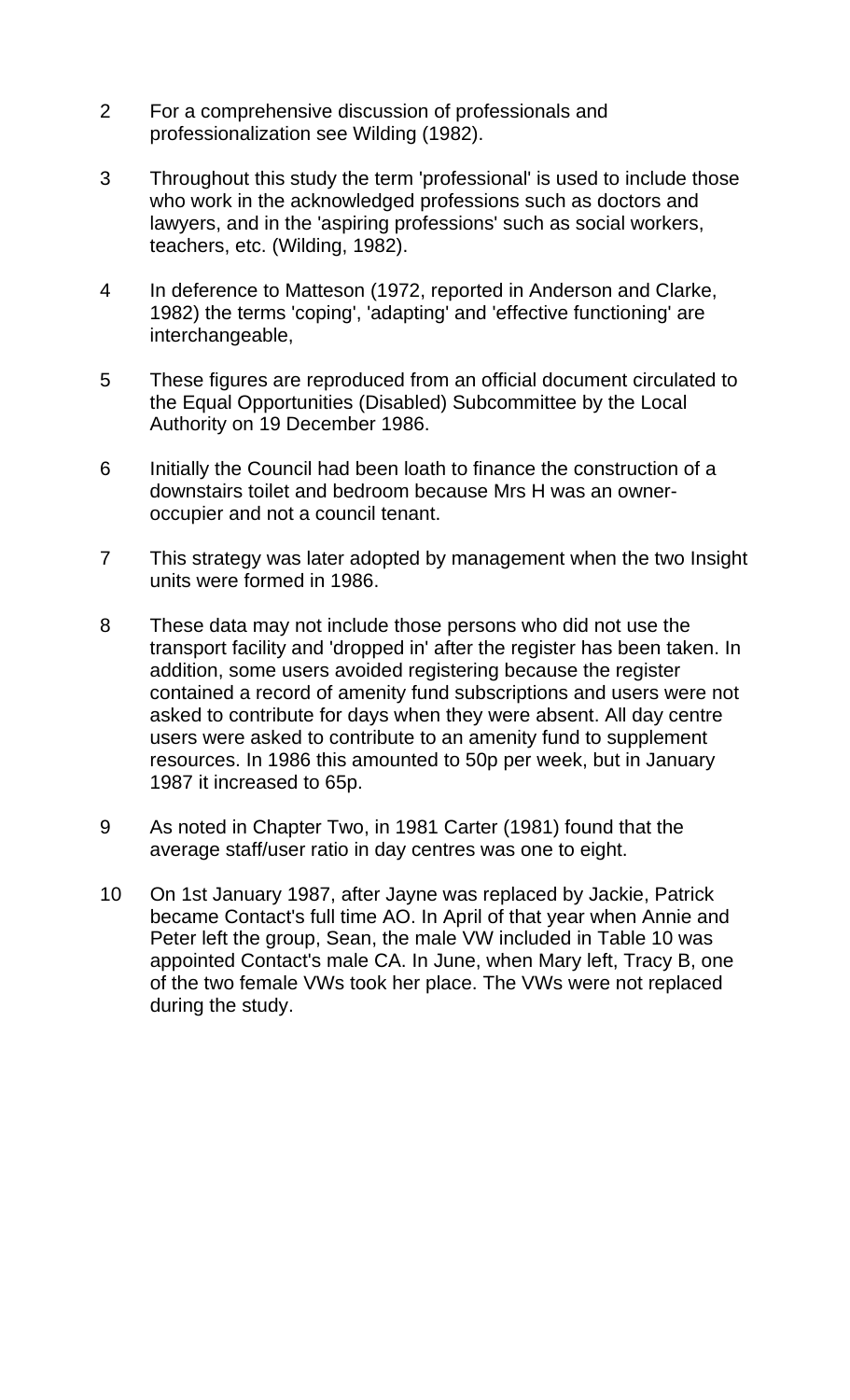2 For a comprehensive discussion of professionals and professionalization see Wilding (1982).

3 Throughout this study the term 'professional' is used to include those who work in the acknowledged professions such as doctors and lawyers, and in the 'aspiring professions' such as social workers, teachers, etc. (Wilding, 1982).

4 In deference to Matteson (1972, reported in Anderson and Clarke, 1982) the terms 'coping', 'adapting' and 'effective functioning' are interchangeable,

5 These figures are reproduced from an official document circulated to the Equal Opportunities (Disabled) Subcommittee by the Local Authority on 19 December 1986.

6 Initially the Council had been loath to finance the construction of a downstairs toilet and bedroom because Mrs H was an owner-occupier and not a council tenant.

7 This strategy was later adopted by management when the two Insight units were formed in 1986.

8 These data may not include those persons who did not use the transport facility and 'dropped in' after the register has been taken. In addition, some users avoided registering because the register contained a record of amenity fund subscriptions and users were not asked to contribute for days when they were absent. All day centre users were asked to contribute to an amenity fund to supplement resources. In 1986 this amounted to 50p per week, but in January 1987 it increased to 65p.

9 As noted in Chapter Two, in 1981 Carter (1981) found that the average staff/user ratio in day centres was one to eight.

10 On 1st January 1987, after Jayne was replaced by Jackie, Patrick became Contact's full time AO. In April of that year when Annie and Peter left the group, Sean, the male VW included in Table 10 was appointed Contact's male CA. In June, when Mary left, Tracy B, one of the two female VWs took her place. The VWs were not replaced during the study.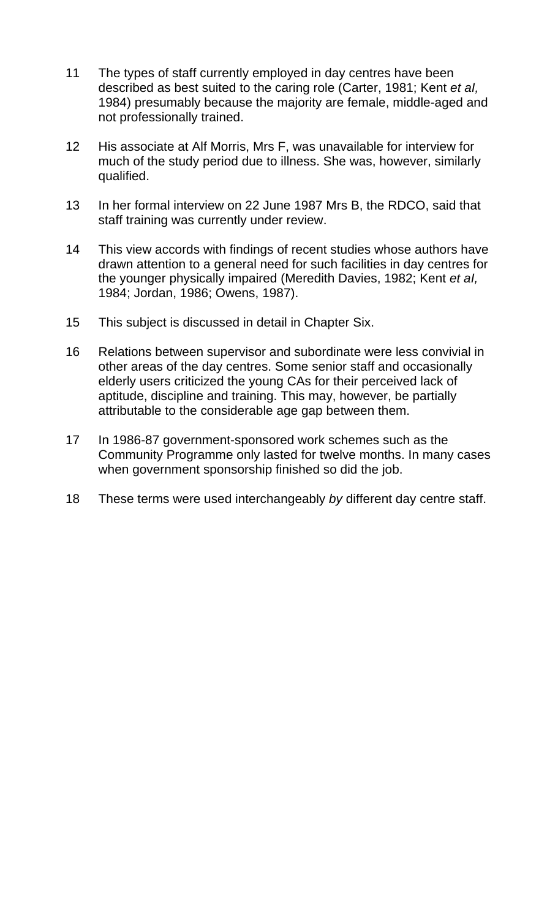11 The types of staff currently employed in day centres have been described as best suited to the caring role (Carter, 1981; Kent *et al,* 1984) presumably because the majority are female, middle-aged and not professionally trained.

12 His associate at Alf Morris, Mrs F, was unavailable for interview for much of the study period due to illness. She was, however, similarly qualified.

13 In her formal interview on 22 June 1987 Mrs B, the RDCO, said that staff training was currently under review.

14 This view accords with findings of recent studies whose authors have drawn attention to a general need for such facilities in day centres for the younger physically impaired (Meredith Davies, 1982; Kent *et al,* 1984; Jordan, 1986; Owens, 1987).

15 This subject is discussed in detail in Chapter Six.

16 Relations between supervisor and subordinate were less convivial in other areas of the day centres. Some senior staff and occasionally elderly users criticized the young CAs for their perceived lack of aptitude, discipline and training. This may, however, be partially attributable to the considerable age gap between them.

17 In 1986-87 government-sponsored work schemes such as the Community Programme only lasted for twelve months. In many cases when government sponsorship finished so did the job.

18 These terms were used interchangeably *by* different day centre staff.